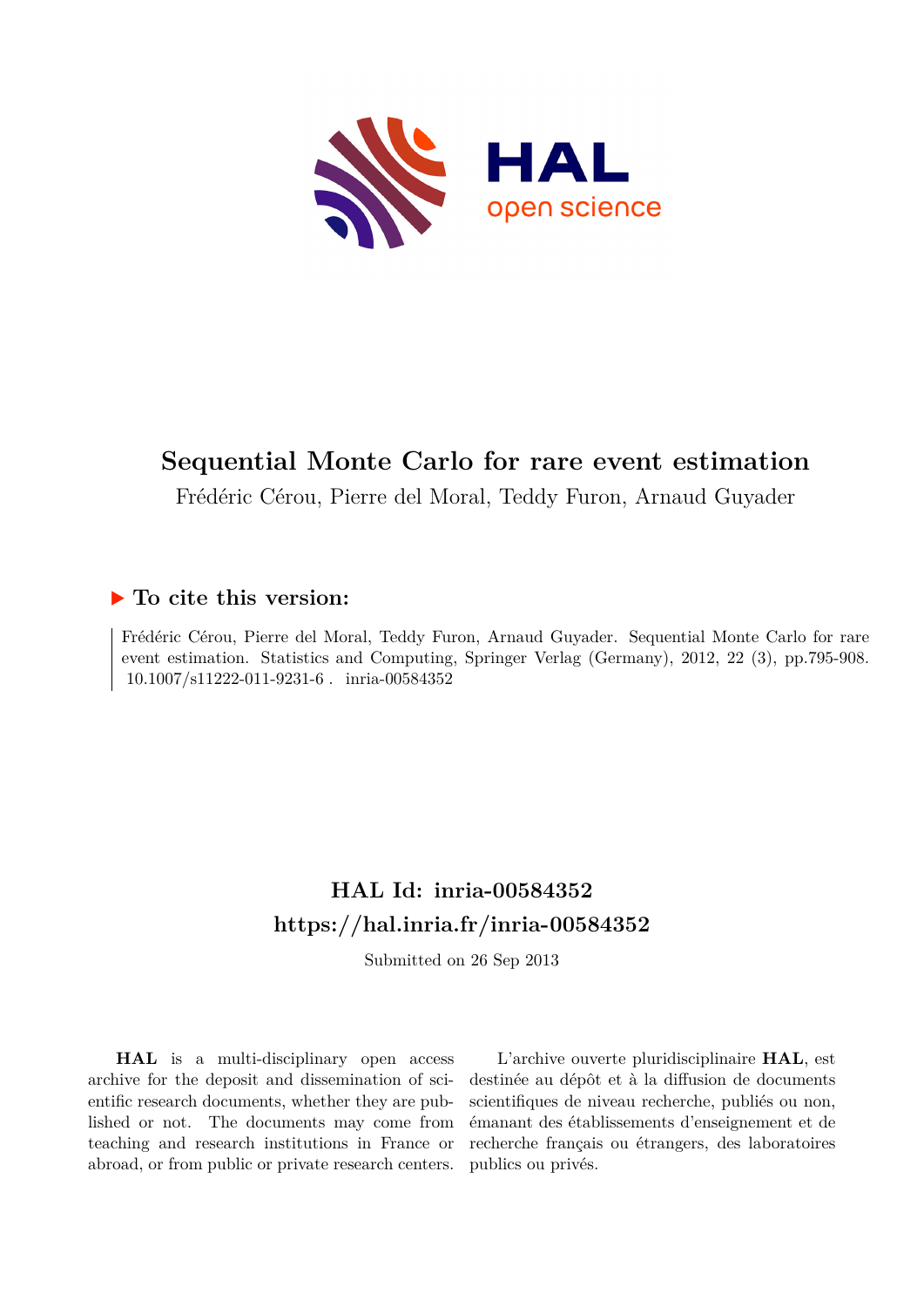# Sequential Monte Carlo for rare event estimation

Frédéric Cérou, Pierre del Moral, Teddy Furon, Arnaud Guyader

## ▶ To cite this version:

Frédéric Cérou, Pierre del Moral, Teddy Furon, Arnaud Guyader. Sequential Monte Carlo for rare event estimation. Statistics and Computing, Springer Verlag (Germany), 2012, 22 (3), pp.795-908. 10.1007/s11222-011-9231-6 . inria-00584352

## HAL Id: inria-00584352
## https://hal.inria.fr/inria-00584352

Submitted on 26 Sep 2013

**HAL** is a multi-disciplinary open access archive for the deposit and dissemination of scientific research documents, whether they are published or not. The documents may come from teaching and research institutions in France or abroad, or from public or private research centers.

L'archive ouverte pluridisciplinaire **HAL**, est destinée au dépôt et à la diffusion de documents scientifiques de niveau recherche, publiés ou non, émanant des établissements d'enseignement et de recherche français ou étrangers, des laboratoires publics ou privés.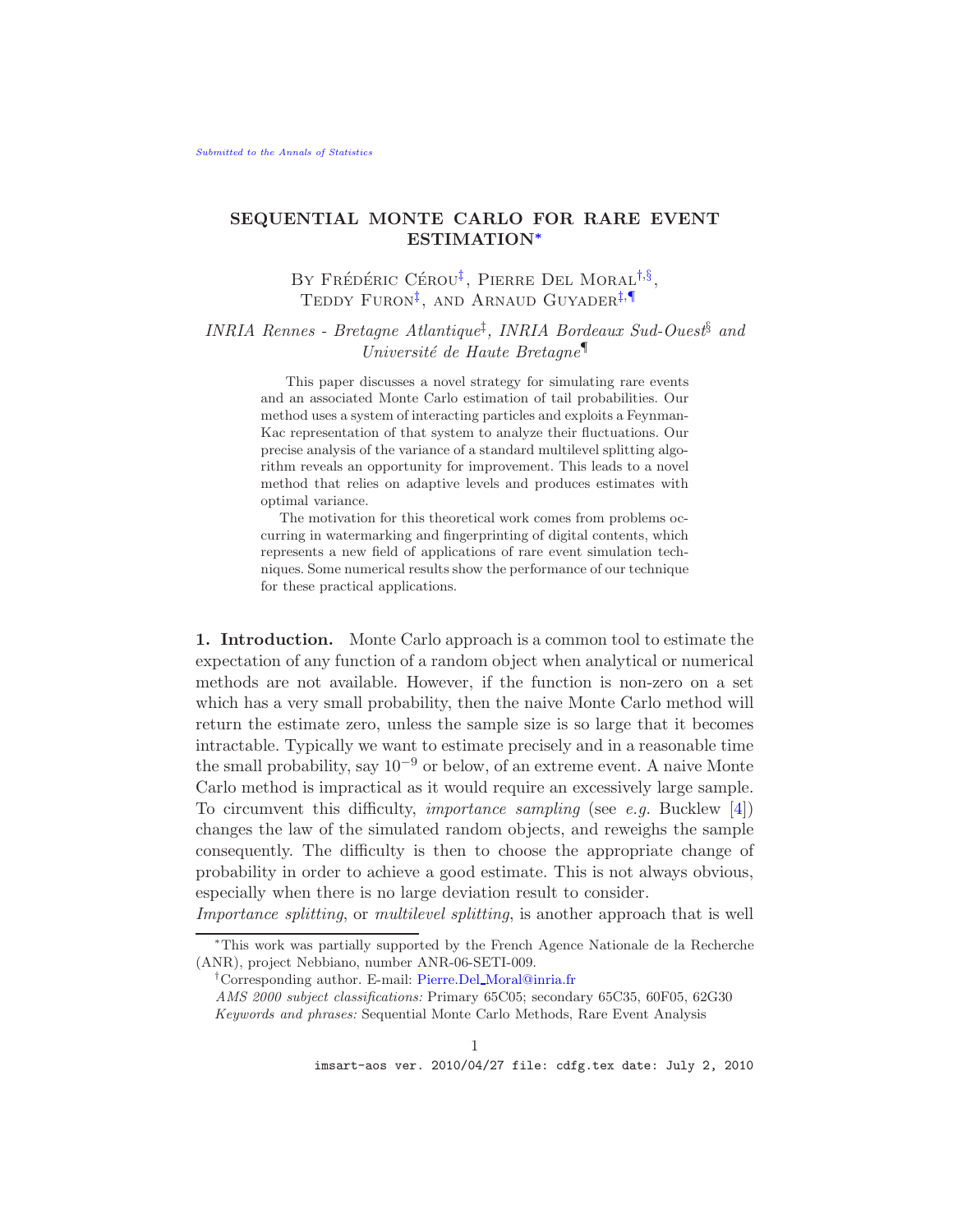# SEQUENTIAL MONTE CARLO FOR RARE EVENT ESTIMATION[*]

By Frédéric Cérou[‡], Pierre Del Moral[†,§], Teddy Furon[‡], and Arnaud Guyader[‡,¶]

*INRIA Rennes - Bretagne Atlantique[‡], INRIA Bordeaux Sud-Ouest[§] and Université de Haute Bretagne[¶]*

This paper discusses a novel strategy for simulating rare events and an associated Monte Carlo estimation of tail probabilities. Our method uses a system of interacting particles and exploits a Feynman-Kac representation of that system to analyze their fluctuations. Our precise analysis of the variance of a standard multilevel splitting algorithm reveals an opportunity for improvement. This leads to a novel method that relies on adaptive levels and produces estimates with optimal variance.

The motivation for this theoretical work comes from problems occurring in watermarking and fingerprinting of digital contents, which represents a new field of applications of rare event simulation techniques. Some numerical results show the performance of our technique for these practical applications.

**1. Introduction.** Monte Carlo approach is a common tool to estimate the expectation of any function of a random object when analytical or numerical methods are not available. However, if the function is non-zero on a set which has a very small probability, then the naive Monte Carlo method will return the estimate zero, unless the sample size is so large that it becomes intractable. Typically we want to estimate precisely and in a reasonable time the small probability, say $10^{-9}$ or below, of an extreme event. A naive Monte Carlo method is impractical as it would require an excessively large sample. To circumvent this difficulty, *importance sampling* (see *e.g.* Bucklew [4]) changes the law of the simulated random objects, and reweighs the sample consequently. The difficulty is then to choose the appropriate change of probability in order to achieve a good estimate. This is not always obvious, especially when there is no large deviation result to consider.

*Importance splitting*, or *multilevel splitting*, is another approach that is well

---

[*]This work was partially supported by the French Agence Nationale de la Recherche (ANR), project Nebbiano, number ANR-06-SETI-009.

[†]Corresponding author. E-mail: Pierre.Del_Moral@inria.fr

*AMS 2000 subject classifications:* Primary 65C05; secondary 65C35, 60F05, 62G30

*Keywords and phrases:* Sequential Monte Carlo Methods, Rare Event Analysis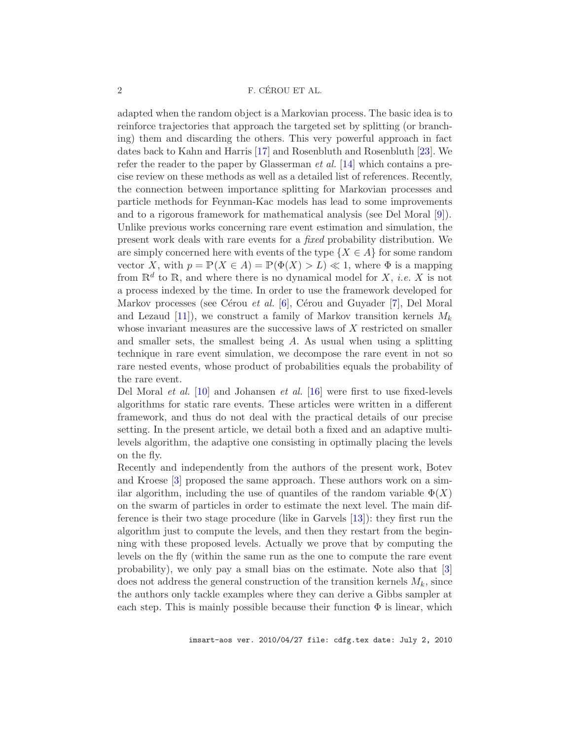adapted when the random object is a Markovian process. The basic idea is to reinforce trajectories that approach the targeted set by splitting (or branching) them and discarding the others. This very powerful approach in fact dates back to Kahn and Harris [17] and Rosenbluth and Rosenbluth [23]. We refer the reader to the paper by Glasserman *et al.* [14] which contains a precise review on these methods as well as a detailed list of references. Recently, the connection between importance splitting for Markovian processes and particle methods for Feynman-Kac models has lead to some improvements and to a rigorous framework for mathematical analysis (see Del Moral [9]). Unlike previous works concerning rare event estimation and simulation, the present work deals with rare events for a *fixed* probability distribution. We are simply concerned here with events of the type $\{X \in A\}$ for some random vector $X$, with $p = \mathbb{P}(X \in A) = \mathbb{P}(\Phi(X) > L) \ll 1$, where $\Phi$ is a mapping from $\mathbb{R}^d$ to $\mathbb{R}$, and where there is no dynamical model for $X$, *i.e.* $X$ is not a process indexed by the time. In order to use the framework developed for Markov processes (see Cérou *et al.* [6], Cérou and Guyader [7], Del Moral and Lezaud [11]), we construct a family of Markov transition kernels $M_k$ whose invariant measures are the successive laws of $X$ restricted on smaller and smaller sets, the smallest being $A$. As usual when using a splitting technique in rare event simulation, we decompose the rare event in not so rare nested events, whose product of probabilities equals the probability of the rare event.

Del Moral *et al.* [10] and Johansen *et al.* [16] were first to use fixed-levels algorithms for static rare events. These articles were written in a different framework, and thus do not deal with the practical details of our precise setting. In the present article, we detail both a fixed and an adaptive multi-levels algorithm, the adaptive one consisting in optimally placing the levels on the fly.

Recently and independently from the authors of the present work, Botev and Kroese [3] proposed the same approach. These authors work on a similar algorithm, including the use of quantiles of the random variable $\Phi(X)$ on the swarm of particles in order to estimate the next level. The main difference is their two stage procedure (like in Garvels [13]): they first run the algorithm just to compute the levels, and then they restart from the beginning with these proposed levels. Actually we prove that by computing the levels on the fly (within the same run as the one to compute the rare event probability), we only pay a small bias on the estimate. Note also that [3] does not address the general construction of the transition kernels $M_k$, since the authors only tackle examples where they can derive a Gibbs sampler at each step. This is mainly possible because their function $\Phi$ is linear, which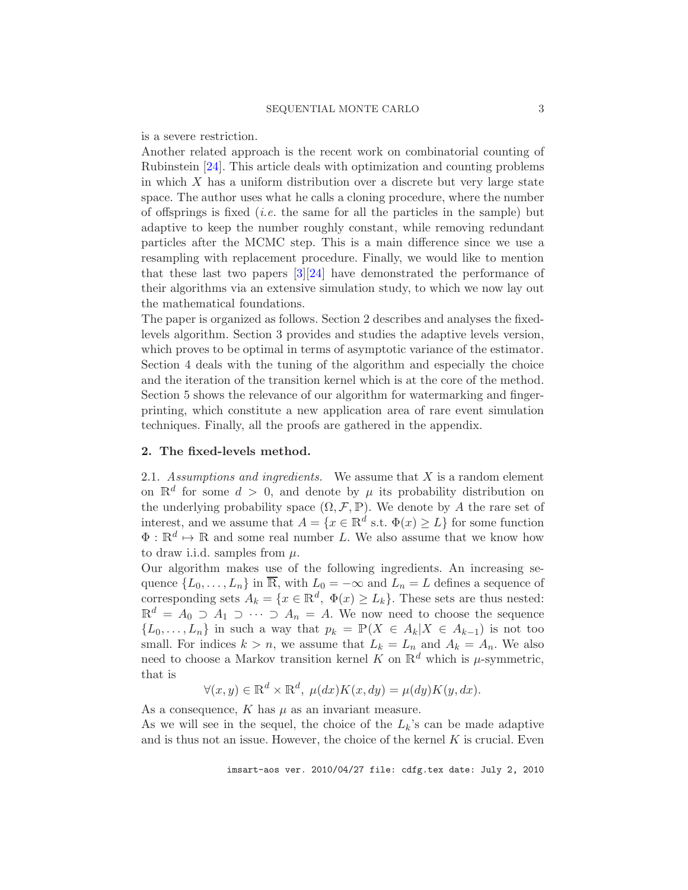is a severe restriction.
Another related approach is the recent work on combinatorial counting of Rubinstein [24]. This article deals with optimization and counting problems in which $X$ has a uniform distribution over a discrete but very large state space. The author uses what he calls a cloning procedure, where the number of offsprings is fixed (*i.e.* the same for all the particles in the sample) but adaptive to keep the number roughly constant, while removing redundant particles after the MCMC step. This is a main difference since we use a resampling with replacement procedure. Finally, we would like to mention that these last two papers [3][24] have demonstrated the performance of their algorithms via an extensive simulation study, to which we now lay out the mathematical foundations.
The paper is organized as follows. Section 2 describes and analyses the fixed-levels algorithm. Section 3 provides and studies the adaptive levels version, which proves to be optimal in terms of asymptotic variance of the estimator. Section 4 deals with the tuning of the algorithm and especially the choice and the iteration of the transition kernel which is at the core of the method. Section 5 shows the relevance of our algorithm for watermarking and fingerprinting, which constitute a new application area of rare event simulation techniques. Finally, all the proofs are gathered in the appendix.

## 2. The fixed-levels method.

2.1. *Assumptions and ingredients.* We assume that $X$ is a random element on $\mathbb{R}^d$ for some $d > 0$, and denote by $\mu$ its probability distribution on the underlying probability space $(\Omega, \mathcal{F}, \mathbb{P})$. We denote by $A$ the rare set of interest, and we assume that $A = \{x \in \mathbb{R}^d \text{ s.t. } \Phi(x) \geq L\}$ for some function $\Phi : \mathbb{R}^d \mapsto \mathbb{R}$ and some real number $L$. We also assume that we know how to draw i.i.d. samples from $\mu$.
Our algorithm makes use of the following ingredients. An increasing sequence $\{L_0, \ldots, L_n\}$ in $\overline{\mathbb{R}}$, with $L_0 = -\infty$ and $L_n = L$ defines a sequence of corresponding sets $A_k = \{x \in \mathbb{R}^d,\ \Phi(x) \geq L_k\}$. These sets are thus nested: $\mathbb{R}^d = A_0 \supset A_1 \supset \cdots \supset A_n = A$. We now need to choose the sequence $\{L_0, \ldots, L_n\}$ in such a way that $p_k = \mathbb{P}(X \in A_k | X \in A_{k-1})$ is not too small. For indices $k > n$, we assume that $L_k = L_n$ and $A_k = A_n$. We also need to choose a Markov transition kernel $K$ on $\mathbb{R}^d$ which is $\mu$-symmetric, that is

$$\forall (x, y) \in \mathbb{R}^d \times \mathbb{R}^d,\ \mu(dx)K(x, dy) = \mu(dy)K(y, dx).$$

As a consequence, $K$ has $\mu$ as an invariant measure.
As we will see in the sequel, the choice of the $L_k$'s can be made adaptive and is thus not an issue. However, the choice of the kernel $K$ is crucial. Even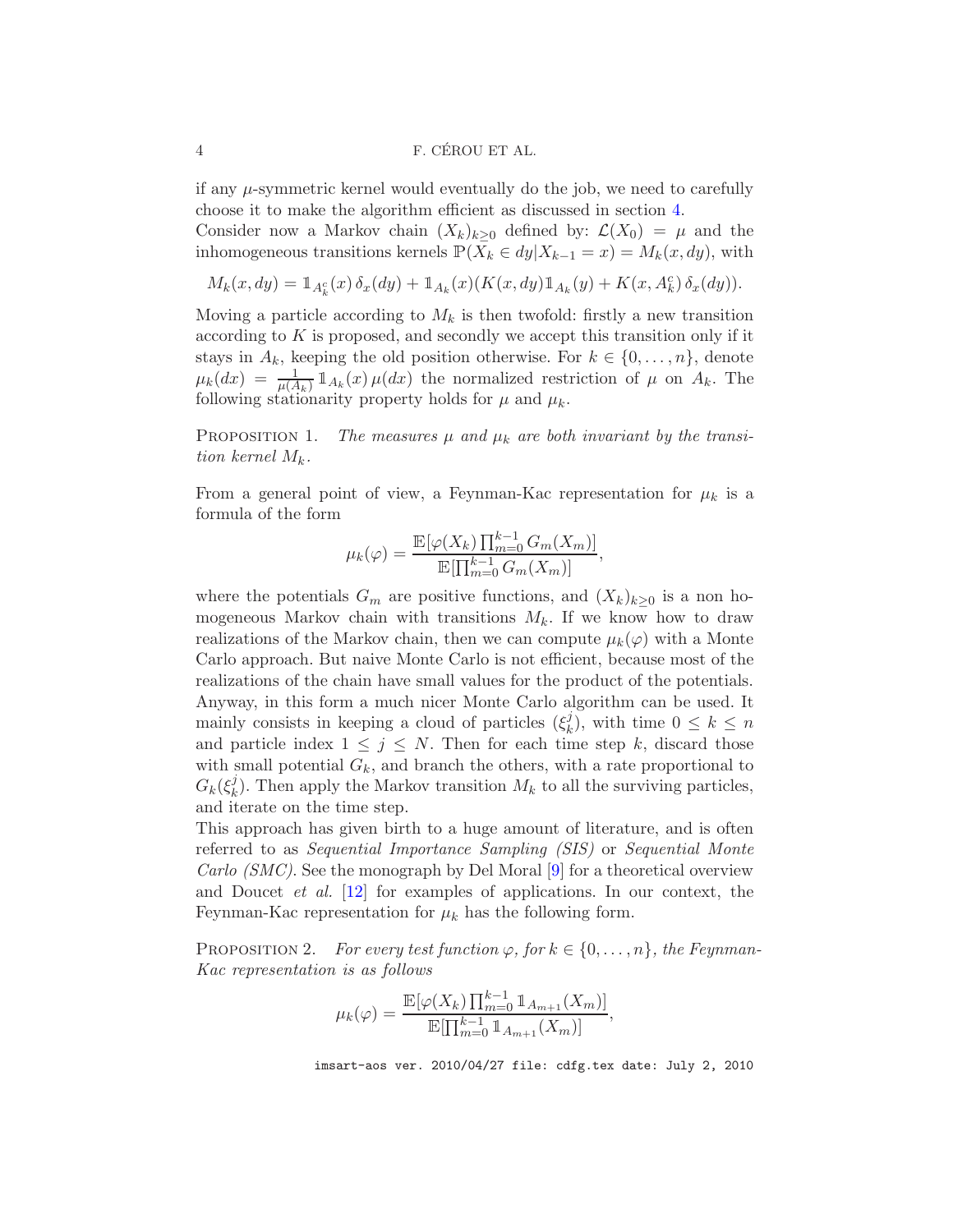if any $\mu$-symmetric kernel would eventually do the job, we need to carefully choose it to make the algorithm efficient as discussed in section 4.

Consider now a Markov chain $(X_k)_{k\geq 0}$ defined by: $\mathcal{L}(X_0) = \mu$ and the inhomogeneous transitions kernels $\mathbb{P}(X_k \in dy | X_{k-1} = x) = M_k(x, dy)$, with

$$M_k(x, dy) = \mathbb{1}_{A_k^c}(x)\, \delta_x(dy) + \mathbb{1}_{A_k}(x)(K(x, dy)\mathbb{1}_{A_k}(y) + K(x, A_k^c)\, \delta_x(dy)).$$

Moving a particle according to $M_k$ is then twofold: firstly a new transition according to $K$ is proposed, and secondly we accept this transition only if it stays in $A_k$, keeping the old position otherwise. For $k \in \{0, \ldots, n\}$, denote $\mu_k(dx) = \frac{1}{\mu(A_k)} \mathbb{1}_{A_k}(x)\, \mu(dx)$ the normalized restriction of $\mu$ on $A_k$. The following stationarity property holds for $\mu$ and $\mu_k$.

Proposition 1. *The measures $\mu$ and $\mu_k$ are both invariant by the transition kernel $M_k$.*

From a general point of view, a Feynman-Kac representation for $\mu_k$ is a formula of the form

$$\mu_k(\varphi) = \frac{\mathbb{E}[\varphi(X_k) \prod_{m=0}^{k-1} G_m(X_m)]}{\mathbb{E}[\prod_{m=0}^{k-1} G_m(X_m)]},$$

where the potentials $G_m$ are positive functions, and $(X_k)_{k\geq 0}$ is a non homogeneous Markov chain with transitions $M_k$. If we know how to draw realizations of the Markov chain, then we can compute $\mu_k(\varphi)$ with a Monte Carlo approach. But naive Monte Carlo is not efficient, because most of the realizations of the chain have small values for the product of the potentials. Anyway, in this form a much nicer Monte Carlo algorithm can be used. It mainly consists in keeping a cloud of particles $(\xi_k^j)$, with time $0 \leq k \leq n$ and particle index $1 \leq j \leq N$. Then for each time step $k$, discard those with small potential $G_k$, and branch the others, with a rate proportional to $G_k(\xi_k^j)$. Then apply the Markov transition $M_k$ to all the surviving particles, and iterate on the time step.

This approach has given birth to a huge amount of literature, and is often referred to as *Sequential Importance Sampling (SIS)* or *Sequential Monte Carlo (SMC)*. See the monograph by Del Moral [9] for a theoretical overview and Doucet *et al.* [12] for examples of applications. In our context, the Feynman-Kac representation for $\mu_k$ has the following form.

Proposition 2. *For every test function $\varphi$, for $k \in \{0, \ldots, n\}$, the Feynman-Kac representation is as follows*

$$\mu_k(\varphi) = \frac{\mathbb{E}[\varphi(X_k) \prod_{m=0}^{k-1} \mathbb{1}_{A_{m+1}}(X_m)]}{\mathbb{E}[\prod_{m=0}^{k-1} \mathbb{1}_{A_{m+1}}(X_m)]},$$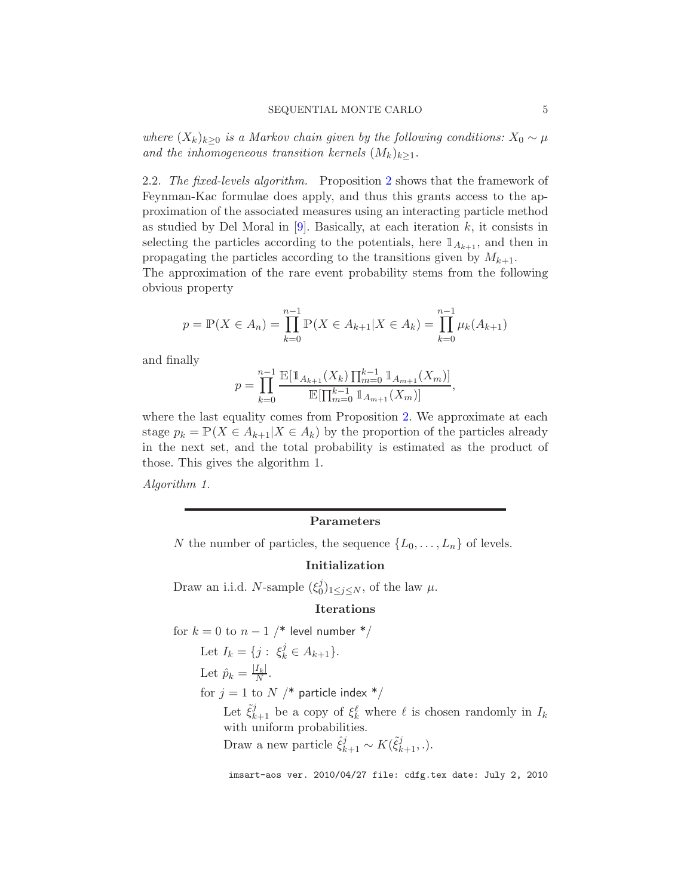*where $(X_k)_{k\geq 0}$ is a Markov chain given by the following conditions: $X_0 \sim \mu$ and the inhomogeneous transition kernels $(M_k)_{k\geq 1}$.*

2.2. *The fixed-levels algorithm.* Proposition 2 shows that the framework of Feynman-Kac formulae does apply, and thus this grants access to the approximation of the associated measures using an interacting particle method as studied by Del Moral in [9]. Basically, at each iteration $k$, it consists in selecting the particles according to the potentials, here $\mathbb{1}_{A_{k+1}}$, and then in propagating the particles according to the transitions given by $M_{k+1}$.
The approximation of the rare event probability stems from the following obvious property

$$p = \mathbb{P}(X \in A_n) = \prod_{k=0}^{n-1} \mathbb{P}(X \in A_{k+1} | X \in A_k) = \prod_{k=0}^{n-1} \mu_k(A_{k+1})$$

and finally

$$p = \prod_{k=0}^{n-1} \frac{\mathbb{E}[\mathbb{1}_{A_{k+1}}(X_k) \prod_{m=0}^{k-1} \mathbb{1}_{A_{m+1}}(X_m)]}{\mathbb{E}[\prod_{m=0}^{k-1} \mathbb{1}_{A_{m+1}}(X_m)]},$$

where the last equality comes from Proposition 2. We approximate at each stage $p_k = \mathbb{P}(X \in A_{k+1} | X \in A_k)$ by the proportion of the particles already in the next set, and the total probability is estimated as the product of those. This gives the algorithm 1.

*Algorithm 1.*

**Parameters**

$N$ the number of particles, the sequence $\{L_0, \ldots, L_n\}$ of levels.

**Initialization**

Draw an i.i.d. $N$-sample $(\xi_0^j)_{1\leq j\leq N}$, of the law $\mu$.

**Iterations**

for $k = 0$ to $n-1$ /* level number */

Let $I_k = \{j : \ \xi_k^j \in A_{k+1}\}$.

Let $\hat{p}_k = \frac{|I_k|}{N}$.

for $j = 1$ to $N$ /* particle index */

Let $\tilde{\xi}_{k+1}^j$ be a copy of $\xi_k^\ell$ where $\ell$ is chosen randomly in $I_k$ with uniform probabilities.

Draw a new particle $\hat{\xi}_{k+1}^j \sim K(\tilde{\xi}_{k+1}^j, .)$.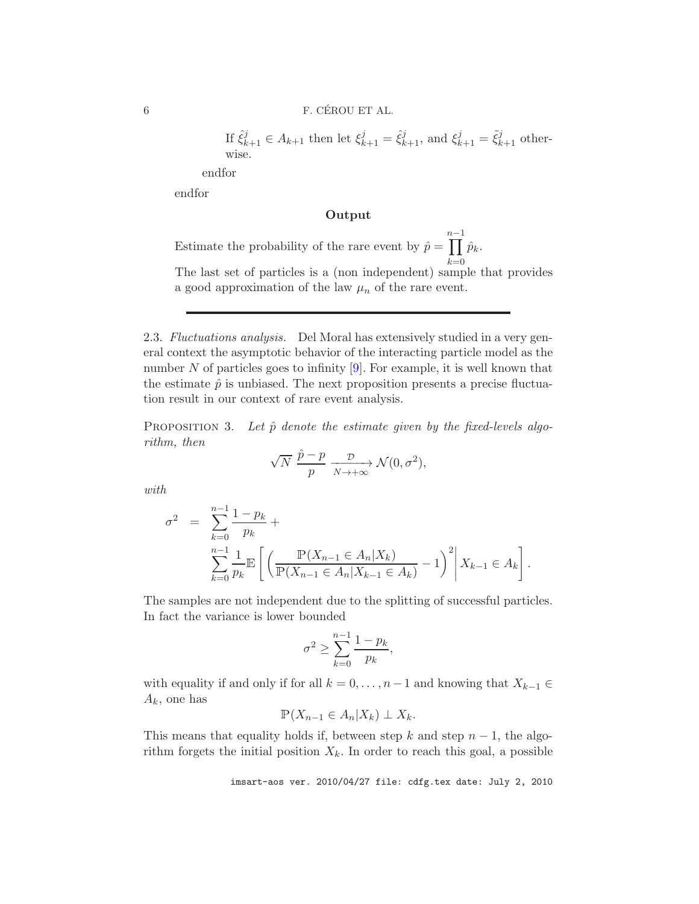If $\hat{\xi}_{k+1}^j \in A_{k+1}$ then let $\xi_{k+1}^j = \hat{\xi}_{k+1}^j$, and $\xi_{k+1}^j = \tilde{\xi}_{k+1}^j$ otherwise.

endfor

endfor

**Output**

Estimate the probability of the rare event by $\hat{p} = \prod_{k=0}^{n-1} \hat{p}_k$.

The last set of particles is a (non independent) sample that provides a good approximation of the law $\mu_n$ of the rare event.

---

2.3. *Fluctuations analysis.* Del Moral has extensively studied in a very general context the asymptotic behavior of the interacting particle model as the number $N$ of particles goes to infinity [9]. For example, it is well known that the estimate $\hat{p}$ is unbiased. The next proposition presents a precise fluctuation result in our context of rare event analysis.

PROPOSITION 3. *Let $\hat{p}$ denote the estimate given by the fixed-levels algorithm, then*

$$\sqrt{N}\ \frac{\hat{p}-p}{p} \xrightarrow[N\to+\infty]{\mathcal{D}} \mathcal{N}(0,\sigma^2),$$

*with*

$$\begin{aligned}\sigma^2 \ &= \ \sum_{k=0}^{n-1} \frac{1-p_k}{p_k} + \\ &\quad \sum_{k=0}^{n-1} \frac{1}{p_k} \mathbb{E}\left[ \left( \frac{\mathbb{P}(X_{n-1}\in A_n | X_k)}{\mathbb{P}(X_{n-1}\in A_n | X_{k-1}\in A_k)} - 1 \right)^2 \middle| X_{k-1}\in A_k \right].\end{aligned}$$

The samples are not independent due to the splitting of successful particles. In fact the variance is lower bounded

$$\sigma^2 \geq \sum_{k=0}^{n-1} \frac{1-p_k}{p_k},$$

with equality if and only if for all $k = 0,\dots,n-1$ and knowing that $X_{k-1} \in A_k$, one has

$$\mathbb{P}(X_{n-1}\in A_n | X_k) \perp X_k.$$

This means that equality holds if, between step $k$ and step $n-1$, the algorithm forgets the initial position $X_k$. In order to reach this goal, a possible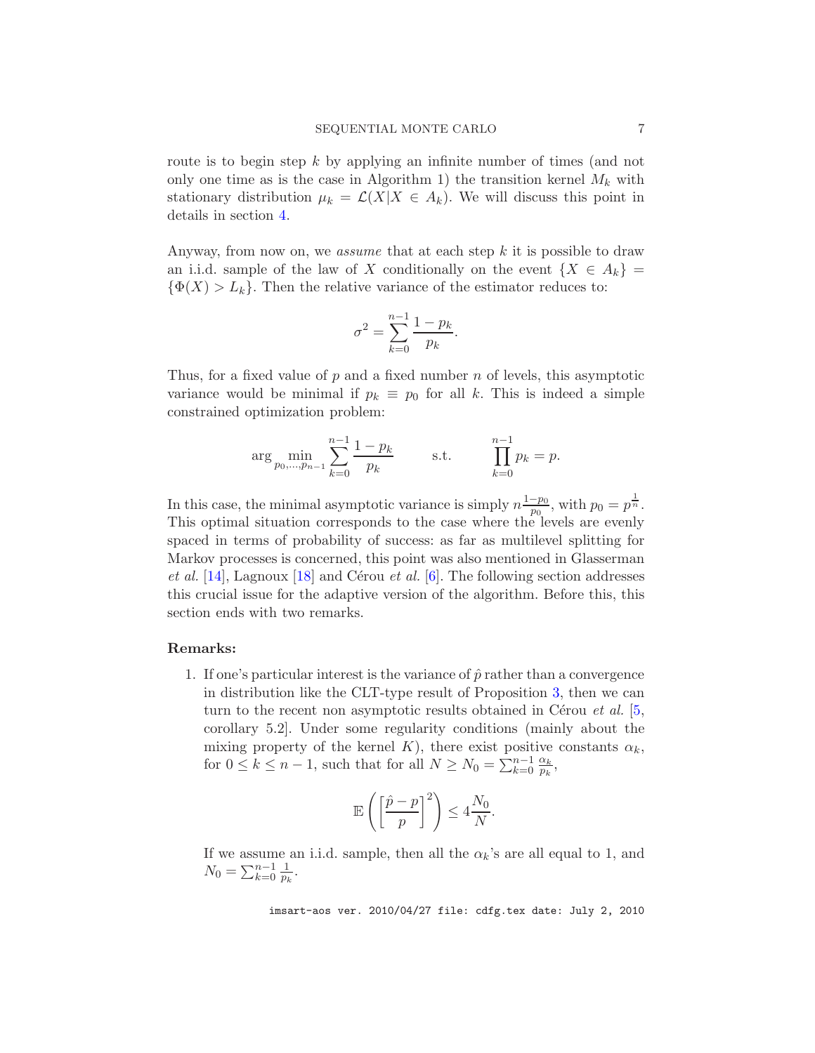route is to begin step $k$ by applying an infinite number of times (and not only one time as is the case in Algorithm 1) the transition kernel $M_k$ with stationary distribution $\mu_k = \mathcal{L}(X|X \in A_k)$. We will discuss this point in details in section 4.

Anyway, from now on, we *assume* that at each step $k$ it is possible to draw an i.i.d. sample of the law of $X$ conditionally on the event $\{X \in A_k\} = \{\Phi(X) > L_k\}$. Then the relative variance of the estimator reduces to:

$$\sigma^2 = \sum_{k=0}^{n-1} \frac{1-p_k}{p_k}.$$

Thus, for a fixed value of $p$ and a fixed number $n$ of levels, this asymptotic variance would be minimal if $p_k \equiv p_0$ for all $k$. This is indeed a simple constrained optimization problem:

$$\arg \min_{p_0,\ldots,p_{n-1}} \sum_{k=0}^{n-1} \frac{1-p_k}{p_k} \qquad \text{s.t.} \qquad \prod_{k=0}^{n-1} p_k = p.$$

In this case, the minimal asymptotic variance is simply $n\frac{1-p_0}{p_0}$, with $p_0 = p^{\frac{1}{n}}$. This optimal situation corresponds to the case where the levels are evenly spaced in terms of probability of success: as far as multilevel splitting for Markov processes is concerned, this point was also mentioned in Glasserman *et al.* [14], Lagnoux [18] and Cérou *et al.* [6]. The following section addresses this crucial issue for the adaptive version of the algorithm. Before this, this section ends with two remarks.

**Remarks:**

1. If one's particular interest is the variance of $\hat{p}$ rather than a convergence in distribution like the CLT-type result of Proposition 3, then we can turn to the recent non asymptotic results obtained in Cérou *et al.* [5, corollary 5.2]. Under some regularity conditions (mainly about the mixing property of the kernel $K$), there exist positive constants $\alpha_k$, for $0 \leq k \leq n-1$, such that for all $N \geq N_0 = \sum_{k=0}^{n-1} \frac{\alpha_k}{p_k}$,

$$\mathbb{E}\left(\left[\frac{\hat{p}-p}{p}\right]^2\right) \leq 4\frac{N_0}{N}.$$

If we assume an i.i.d. sample, then all the $\alpha_k$'s are all equal to 1, and $N_0 = \sum_{k=0}^{n-1} \frac{1}{p_k}$.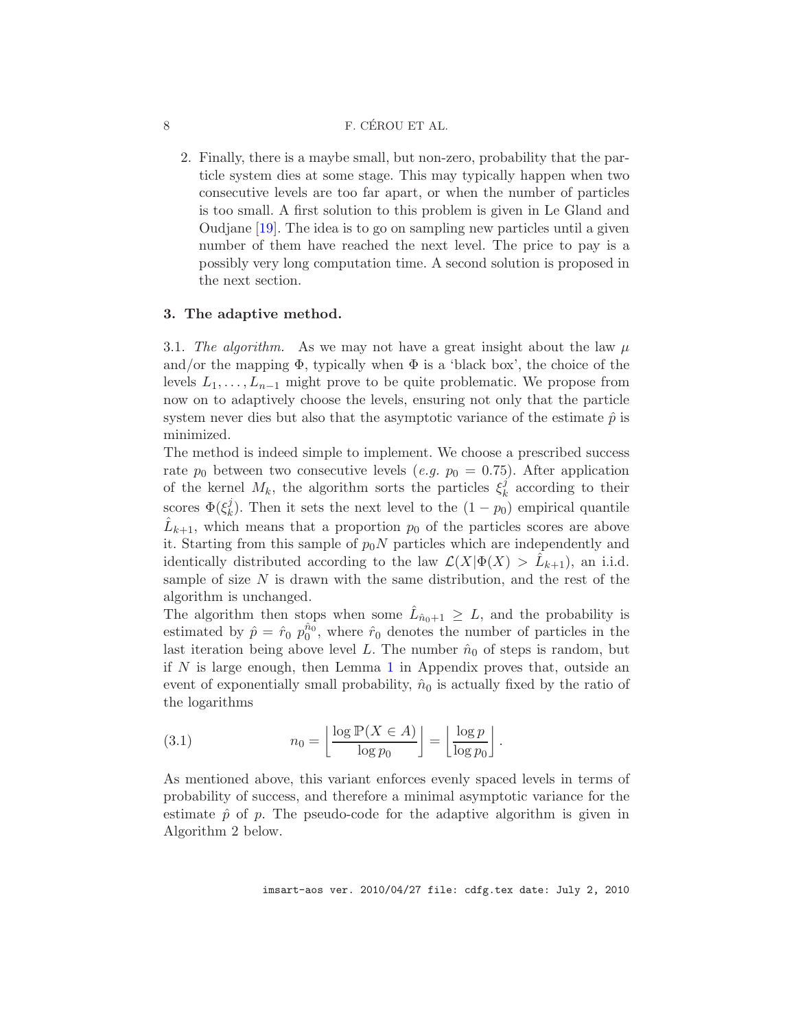2. Finally, there is a maybe small, but non-zero, probability that the particle system dies at some stage. This may typically happen when two consecutive levels are too far apart, or when the number of particles is too small. A first solution to this problem is given in Le Gland and Oudjane [19]. The idea is to go on sampling new particles until a given number of them have reached the next level. The price to pay is a possibly very long computation time. A second solution is proposed in the next section.

## 3. The adaptive method.

3.1. *The algorithm.* As we may not have a great insight about the law $\mu$ and/or the mapping $\Phi$, typically when $\Phi$ is a 'black box', the choice of the levels $L_1, \ldots, L_{n-1}$ might prove to be quite problematic. We propose from now on to adaptively choose the levels, ensuring not only that the particle system never dies but also that the asymptotic variance of the estimate $\hat{p}$ is minimized.

The method is indeed simple to implement. We choose a prescribed success rate $p_0$ between two consecutive levels (*e.g.* $p_0 = 0.75$). After application of the kernel $M_k$, the algorithm sorts the particles $\xi_k^j$ according to their scores $\Phi(\xi_k^j)$. Then it sets the next level to the $(1-p_0)$ empirical quantile $\hat{L}_{k+1}$, which means that a proportion $p_0$ of the particles scores are above it. Starting from this sample of $p_0 N$ particles which are independently and identically distributed according to the law $\mathcal{L}(X|\Phi(X) > \hat{L}_{k+1})$, an i.i.d. sample of size $N$ is drawn with the same distribution, and the rest of the algorithm is unchanged.

The algorithm then stops when some $\hat{L}_{\hat{n}_0+1} \geq L$, and the probability is estimated by $\hat{p} = \hat{r}_0 \, p_0^{\hat{n}_0}$, where $\hat{r}_0$ denotes the number of particles in the last iteration being above level $L$. The number $\hat{n}_0$ of steps is random, but if $N$ is large enough, then Lemma 1 in Appendix proves that, outside an event of exponentially small probability, $\hat{n}_0$ is actually fixed by the ratio of the logarithms

$$n_0 = \left\lfloor \frac{\log \mathbb{P}(X \in A)}{\log p_0} \right\rfloor = \left\lfloor \frac{\log p}{\log p_0} \right\rfloor . \tag{3.1}$$

As mentioned above, this variant enforces evenly spaced levels in terms of probability of success, and therefore a minimal asymptotic variance for the estimate $\hat{p}$ of $p$. The pseudo-code for the adaptive algorithm is given in Algorithm 2 below.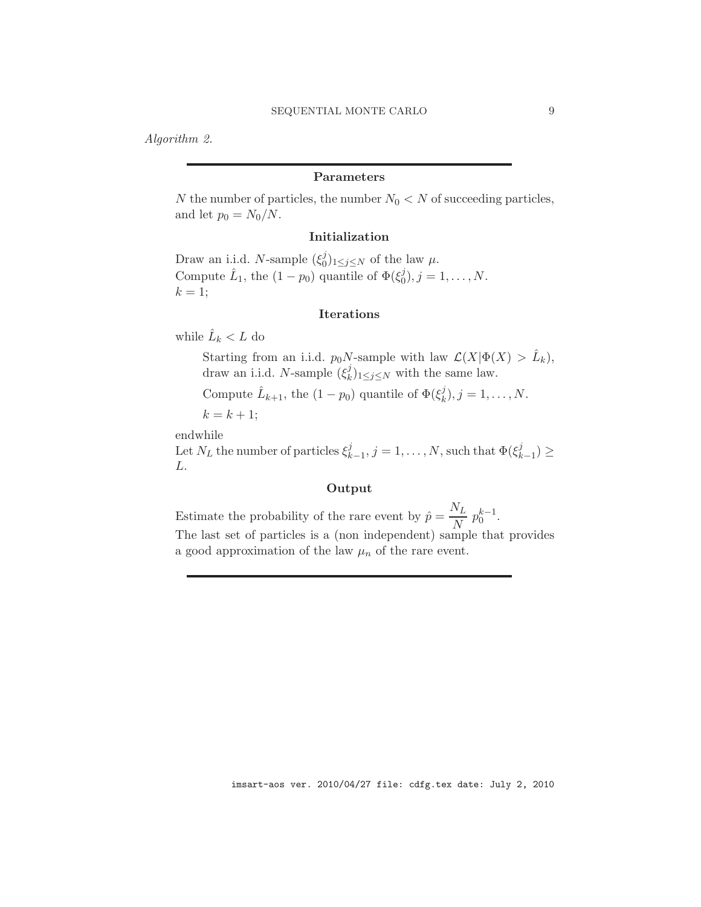*Algorithm 2.*

---

**Parameters**

$N$ the number of particles, the number $N_0 < N$ of succeeding particles, and let $p_0 = N_0/N$.

**Initialization**

Draw an i.i.d. $N$-sample $(\xi_0^j)_{1 \leq j \leq N}$ of the law $\mu$.
Compute $\hat{L}_1$, the $(1 - p_0)$ quantile of $\Phi(\xi_0^j), j = 1, \ldots, N$.
$k = 1$;

**Iterations**

while $\hat{L}_k < L$ do

> Starting from an i.i.d. $p_0 N$-sample with law $\mathcal{L}(X | \Phi(X) > \hat{L}_k)$, draw an i.i.d. $N$-sample $(\xi_k^j)_{1 \leq j \leq N}$ with the same law.
>
> Compute $\hat{L}_{k+1}$, the $(1 - p_0)$ quantile of $\Phi(\xi_k^j), j = 1, \ldots, N$.
>
> $k = k + 1$;

endwhile
Let $N_L$ the number of particles $\xi_{k-1}^j, j = 1, \ldots, N$, such that $\Phi(\xi_{k-1}^j) \geq L$.

**Output**

Estimate the probability of the rare event by $\hat{p} = \dfrac{N_L}{N} \, p_0^{k-1}$.
The last set of particles is a (non independent) sample that provides a good approximation of the law $\mu_n$ of the rare event.

---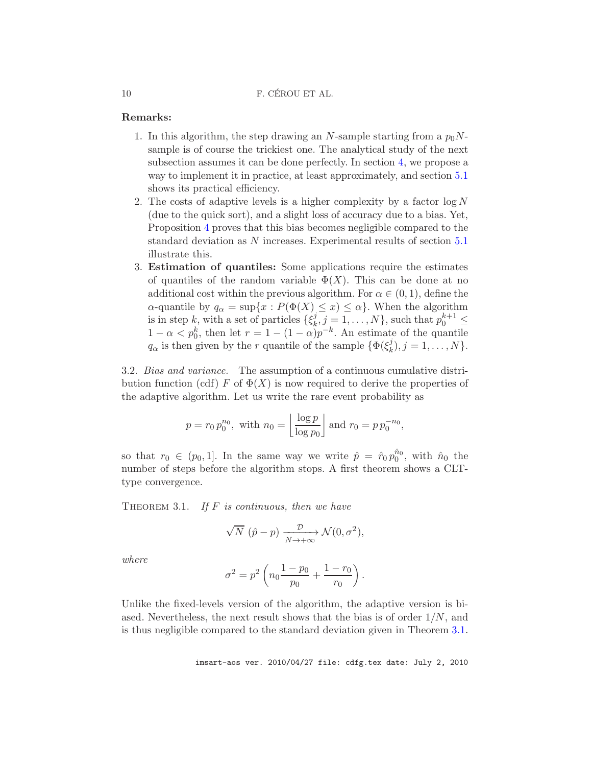**Remarks:**

1. In this algorithm, the step drawing an $N$-sample starting from a $p_0N$-sample is of course the trickiest one. The analytical study of the next subsection assumes it can be done perfectly. In section 4, we propose a way to implement it in practice, at least approximately, and section 5.1 shows its practical efficiency.
2. The costs of adaptive levels is a higher complexity by a factor $\log N$ (due to the quick sort), and a slight loss of accuracy due to a bias. Yet, Proposition 4 proves that this bias becomes negligible compared to the standard deviation as $N$ increases. Experimental results of section 5.1 illustrate this.
3. **Estimation of quantiles:** Some applications require the estimates of quantiles of the random variable $\Phi(X)$. This can be done at no additional cost within the previous algorithm. For $\alpha \in (0,1)$, define the $\alpha$-quantile by $q_\alpha = \sup\{x : P(\Phi(X) \leq x) \leq \alpha\}$. When the algorithm is in step $k$, with a set of particles $\{\xi_k^j, j = 1, \ldots, N\}$, such that $p_0^{k+1} \leq 1 - \alpha < p_0^k$, then let $r = 1 - (1-\alpha)p^{-k}$. An estimate of the quantile $q_\alpha$ is then given by the $r$ quantile of the sample $\{\Phi(\xi_k^j), j = 1, \ldots, N\}$.

3.2. *Bias and variance.* The assumption of a continuous cumulative distribution function (cdf) $F$ of $\Phi(X)$ is now required to derive the properties of the adaptive algorithm. Let us write the rare event probability as

$$p = r_0 \, p_0^{n_0}, \text{ with } n_0 = \left\lfloor \frac{\log p}{\log p_0} \right\rfloor \text{ and } r_0 = p \, p_0^{-n_0},$$

so that $r_0 \in (p_0, 1]$. In the same way we write $\hat{p} = \hat{r}_0 \, p_0^{\hat{n}_0}$, with $\hat{n}_0$ the number of steps before the algorithm stops. A first theorem shows a CLT-type convergence.

THEOREM 3.1. *If $F$ is continuous, then we have*

$$\sqrt{N} \, (\hat{p} - p) \xrightarrow[N \to +\infty]{\mathcal{D}} \mathcal{N}(0, \sigma^2),$$

*where*

$$\sigma^2 = p^2 \left( n_0 \frac{1-p_0}{p_0} + \frac{1-r_0}{r_0} \right).$$

Unlike the fixed-levels version of the algorithm, the adaptive version is biased. Nevertheless, the next result shows that the bias is of order $1/N$, and is thus negligible compared to the standard deviation given in Theorem 3.1.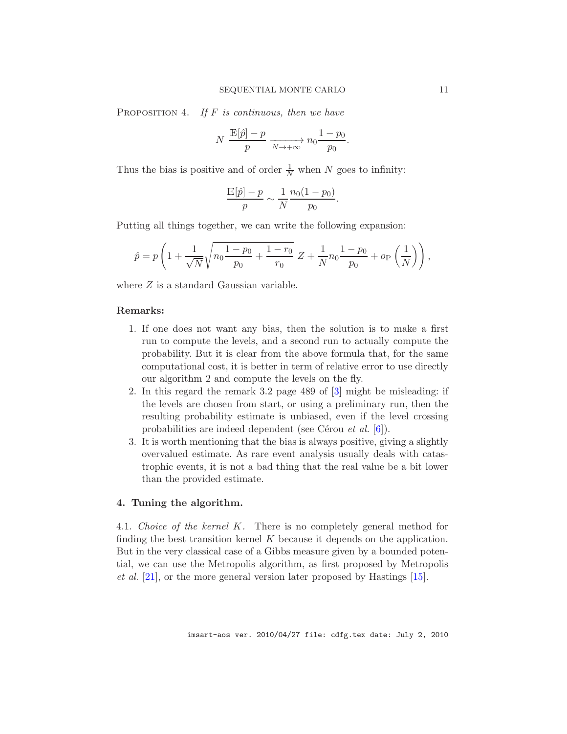Proposition 4. *If $F$ is continuous, then we have*

$$N \; \frac{\mathbb{E}[\hat{p}] - p}{p} \xrightarrow[N \to +\infty]{} n_0 \frac{1 - p_0}{p_0}.$$

Thus the bias is positive and of order $\frac{1}{N}$ when $N$ goes to infinity:

$$\frac{\mathbb{E}[\hat{p}] - p}{p} \sim \frac{1}{N} \frac{n_0(1 - p_0)}{p_0}.$$

Putting all things together, we can write the following expansion:

$$\hat{p} = p\left(1 + \frac{1}{\sqrt{N}}\sqrt{n_0 \frac{1 - p_0}{p_0} + \frac{1 - r_0}{r_0}}\; Z + \frac{1}{N} n_0 \frac{1 - p_0}{p_0} + o_{\mathbb{P}}\left(\frac{1}{N}\right)\right),$$

where $Z$ is a standard Gaussian variable.

**Remarks:**

1. If one does not want any bias, then the solution is to make a first run to compute the levels, and a second run to actually compute the probability. But it is clear from the above formula that, for the same computational cost, it is better in term of relative error to use directly our algorithm 2 and compute the levels on the fly.
2. In this regard the remark 3.2 page 489 of [3] might be misleading: if the levels are chosen from start, or using a preliminary run, then the resulting probability estimate is unbiased, even if the level crossing probabilities are indeed dependent (see Cérou *et al.* [6]).
3. It is worth mentioning that the bias is always positive, giving a slightly overvalued estimate. As rare event analysis usually deals with catastrophic events, it is not a bad thing that the real value be a bit lower than the provided estimate.

## 4. Tuning the algorithm.

4.1. *Choice of the kernel $K$.* There is no completely general method for finding the best transition kernel $K$ because it depends on the application. But in the very classical case of a Gibbs measure given by a bounded potential, we can use the Metropolis algorithm, as first proposed by Metropolis *et al.* [21], or the more general version later proposed by Hastings [15].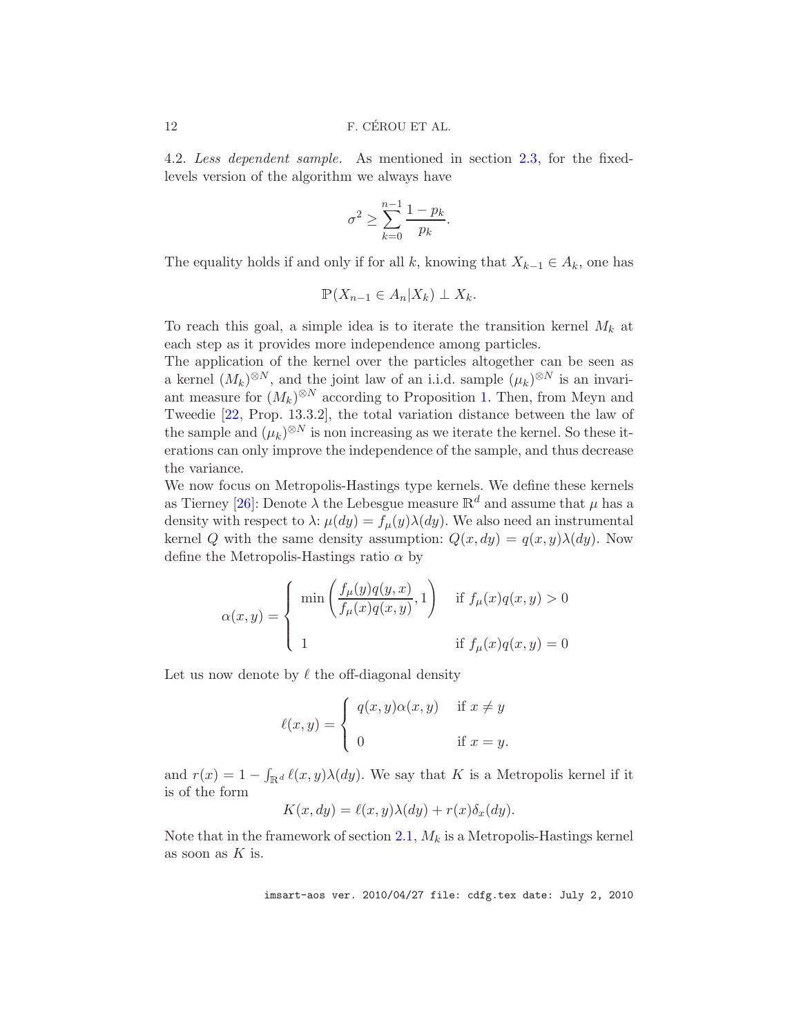4.2. *Less dependent sample.* As mentioned in section 2.3, for the fixed-levels version of the algorithm we always have

$$\sigma^2 \geq \sum_{k=0}^{n-1} \frac{1-p_k}{p_k}.$$

The equality holds if and only if for all $k$, knowing that $X_{k-1} \in A_k$, one has

$$\mathbb{P}(X_{n-1} \in A_n | X_k) \perp X_k.$$

To reach this goal, a simple idea is to iterate the transition kernel $M_k$ at each step as it provides more independence among particles.
The application of the kernel over the particles altogether can be seen as a kernel $(M_k)^{\otimes N}$, and the joint law of an i.i.d. sample $(\mu_k)^{\otimes N}$ is an invariant measure for $(M_k)^{\otimes N}$ according to Proposition 1. Then, from Meyn and Tweedie [22, Prop. 13.3.2], the total variation distance between the law of the sample and $(\mu_k)^{\otimes N}$ is non increasing as we iterate the kernel. So these iterations can only improve the independence of the sample, and thus decrease the variance.
We now focus on Metropolis-Hastings type kernels. We define these kernels as Tierney [26]: Denote $\lambda$ the Lebesgue measure $\mathbb{R}^d$ and assume that $\mu$ has a density with respect to $\lambda$: $\mu(dy) = f_\mu(y)\lambda(dy)$. We also need an instrumental kernel $Q$ with the same density assumption: $Q(x,dy) = q(x,y)\lambda(dy)$. Now define the Metropolis-Hastings ratio $\alpha$ by

$$\alpha(x,y) = \begin{cases} \min\left(\dfrac{f_\mu(y)q(y,x)}{f_\mu(x)q(x,y)}, 1\right) & \text{if } f_\mu(x)q(x,y) > 0 \\[2ex] 1 & \text{if } f_\mu(x)q(x,y) = 0 \end{cases}$$

Let us now denote by $\ell$ the off-diagonal density

$$\ell(x,y) = \begin{cases} q(x,y)\alpha(x,y) & \text{if } x \neq y \\[1ex] 0 & \text{if } x = y. \end{cases}$$

and $r(x) = 1 - \int_{\mathbb{R}^d} \ell(x,y)\lambda(dy)$. We say that $K$ is a Metropolis kernel if it is of the form

$$K(x,dy) = \ell(x,y)\lambda(dy) + r(x)\delta_x(dy).$$

Note that in the framework of section 2.1, $M_k$ is a Metropolis-Hastings kernel as soon as $K$ is.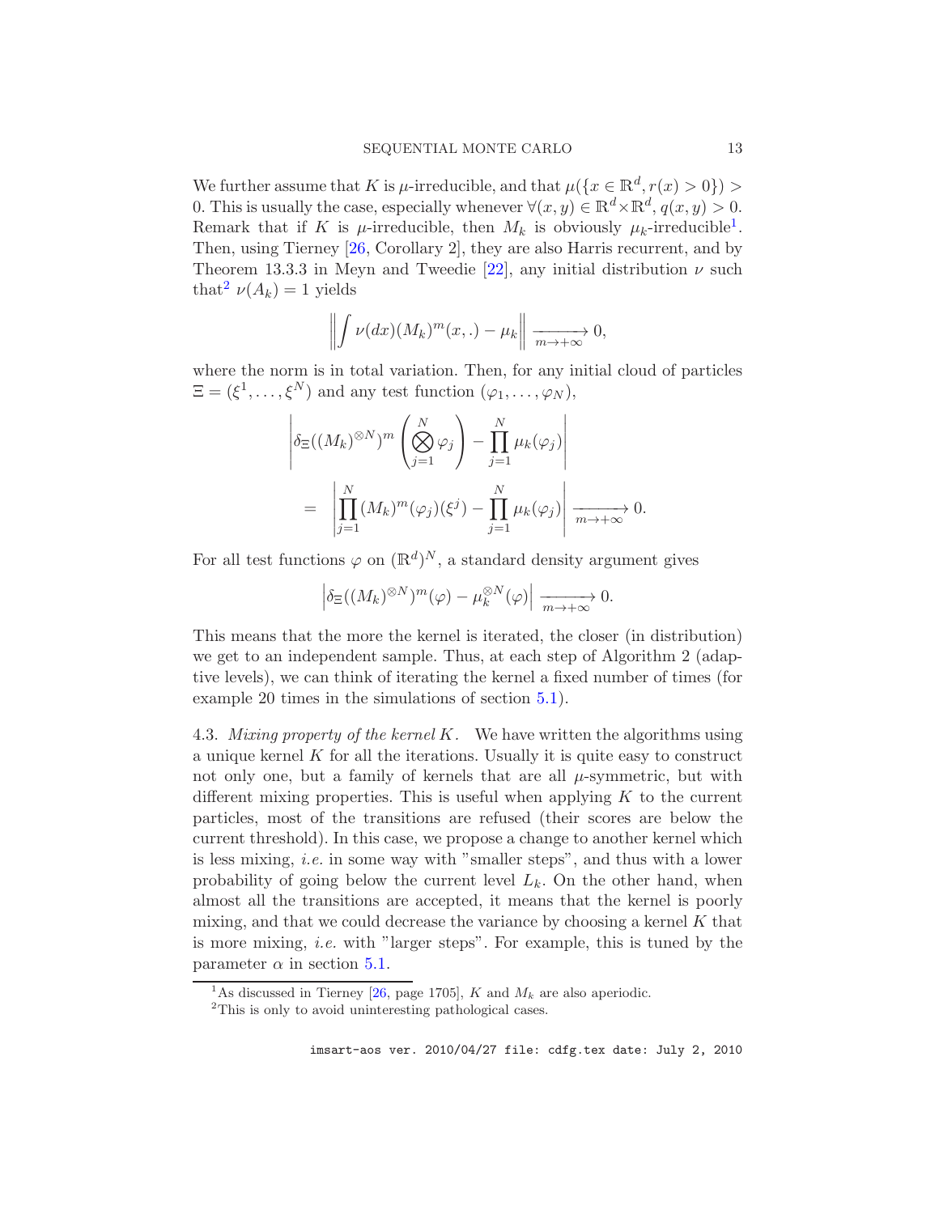We further assume that $K$ is $\mu$-irreducible, and that $\mu(\{x \in \mathbb{R}^d, r(x) > 0\}) > 0$. This is usually the case, especially whenever $\forall (x, y) \in \mathbb{R}^d \times \mathbb{R}^d$, $q(x, y) > 0$. Remark that if $K$ is $\mu$-irreducible, then $M_k$ is obviously $\mu_k$-irreducible[1]. Then, using Tierney [26, Corollary 2], they are also Harris recurrent, and by Theorem 13.3.3 in Meyn and Tweedie [22], any initial distribution $\nu$ such that[2] $\nu(A_k) = 1$ yields

$$\left\| \int \nu(dx)(M_k)^m(x, .) - \mu_k \right\| \xrightarrow[m \to +\infty]{} 0,$$

where the norm is in total variation. Then, for any initial cloud of particles $\Xi = (\xi^1, \ldots, \xi^N)$ and any test function $(\varphi_1, \ldots, \varphi_N)$,

$$\begin{aligned}
&\left| \delta_\Xi((M_k)^{\otimes N})^m \left( \bigotimes_{j=1}^N \varphi_j \right) - \prod_{j=1}^N \mu_k(\varphi_j) \right| \\
&= \left| \prod_{j=1}^N (M_k)^m(\varphi_j)(\xi^j) - \prod_{j=1}^N \mu_k(\varphi_j) \right| \xrightarrow[m \to +\infty]{} 0.
\end{aligned}$$

For all test functions $\varphi$ on $(\mathbb{R}^d)^N$, a standard density argument gives

$$\left| \delta_\Xi((M_k)^{\otimes N})^m(\varphi) - \mu_k^{\otimes N}(\varphi) \right| \xrightarrow[m \to +\infty]{} 0.$$

This means that the more the kernel is iterated, the closer (in distribution) we get to an independent sample. Thus, at each step of Algorithm 2 (adaptive levels), we can think of iterating the kernel a fixed number of times (for example 20 times in the simulations of section 5.1).

4.3. *Mixing property of the kernel $K$.* We have written the algorithms using a unique kernel $K$ for all the iterations. Usually it is quite easy to construct not only one, but a family of kernels that are all $\mu$-symmetric, but with different mixing properties. This is useful when applying $K$ to the current particles, most of the transitions are refused (their scores are below the current threshold). In this case, we propose a change to another kernel which is less mixing, *i.e.* in some way with "smaller steps", and thus with a lower probability of going below the current level $L_k$. On the other hand, when almost all the transitions are accepted, it means that the kernel is poorly mixing, and that we could decrease the variance by choosing a kernel $K$ that is more mixing, *i.e.* with "larger steps". For example, this is tuned by the parameter $\alpha$ in section 5.1.

[1] As discussed in Tierney [26, page 1705], $K$ and $M_k$ are also aperiodic.

[2] This is only to avoid uninteresting pathological cases.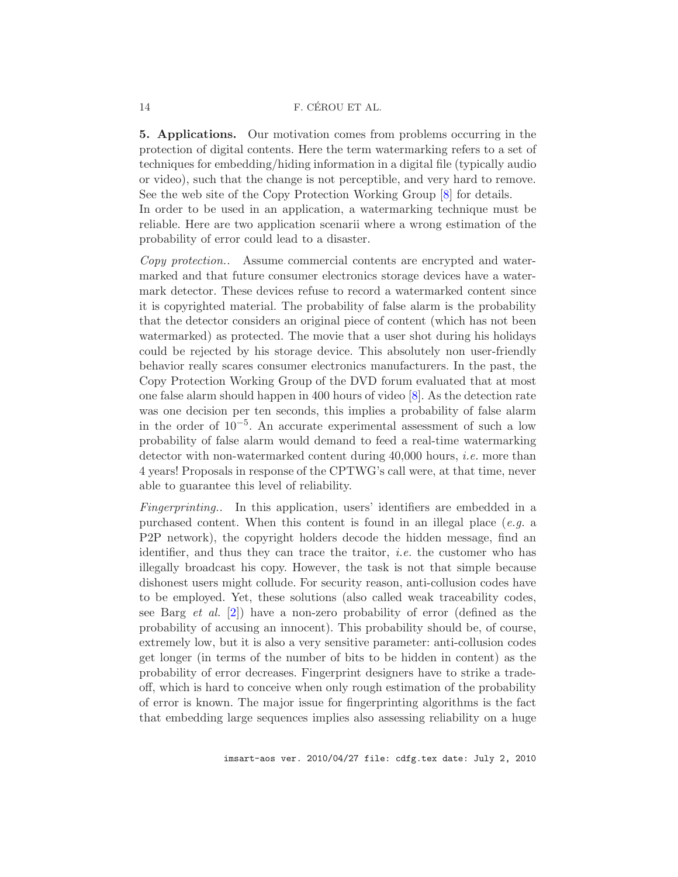**5. Applications.** Our motivation comes from problems occurring in the protection of digital contents. Here the term watermarking refers to a set of techniques for embedding/hiding information in a digital file (typically audio or video), such that the change is not perceptible, and very hard to remove. See the web site of the Copy Protection Working Group [8] for details.
In order to be used in an application, a watermarking technique must be reliable. Here are two application scenarii where a wrong estimation of the probability of error could lead to a disaster.

*Copy protection..* Assume commercial contents are encrypted and watermarked and that future consumer electronics storage devices have a watermark detector. These devices refuse to record a watermarked content since it is copyrighted material. The probability of false alarm is the probability that the detector considers an original piece of content (which has not been watermarked) as protected. The movie that a user shot during his holidays could be rejected by his storage device. This absolutely non user-friendly behavior really scares consumer electronics manufacturers. In the past, the Copy Protection Working Group of the DVD forum evaluated that at most one false alarm should happen in 400 hours of video [8]. As the detection rate was one decision per ten seconds, this implies a probability of false alarm in the order of $10^{-5}$. An accurate experimental assessment of such a low probability of false alarm would demand to feed a real-time watermarking detector with non-watermarked content during 40,000 hours, *i.e.* more than 4 years! Proposals in response of the CPTWG's call were, at that time, never able to guarantee this level of reliability.

*Fingerprinting..* In this application, users' identifiers are embedded in a purchased content. When this content is found in an illegal place (*e.g.* a P2P network), the copyright holders decode the hidden message, find an identifier, and thus they can trace the traitor, *i.e.* the customer who has illegally broadcast his copy. However, the task is not that simple because dishonest users might collude. For security reason, anti-collusion codes have to be employed. Yet, these solutions (also called weak traceability codes, see Barg *et al.* [2]) have a non-zero probability of error (defined as the probability of accusing an innocent). This probability should be, of course, extremely low, but it is also a very sensitive parameter: anti-collusion codes get longer (in terms of the number of bits to be hidden in content) as the probability of error decreases. Fingerprint designers have to strike a trade-off, which is hard to conceive when only rough estimation of the probability of error is known. The major issue for fingerprinting algorithms is the fact that embedding large sequences implies also assessing reliability on a huge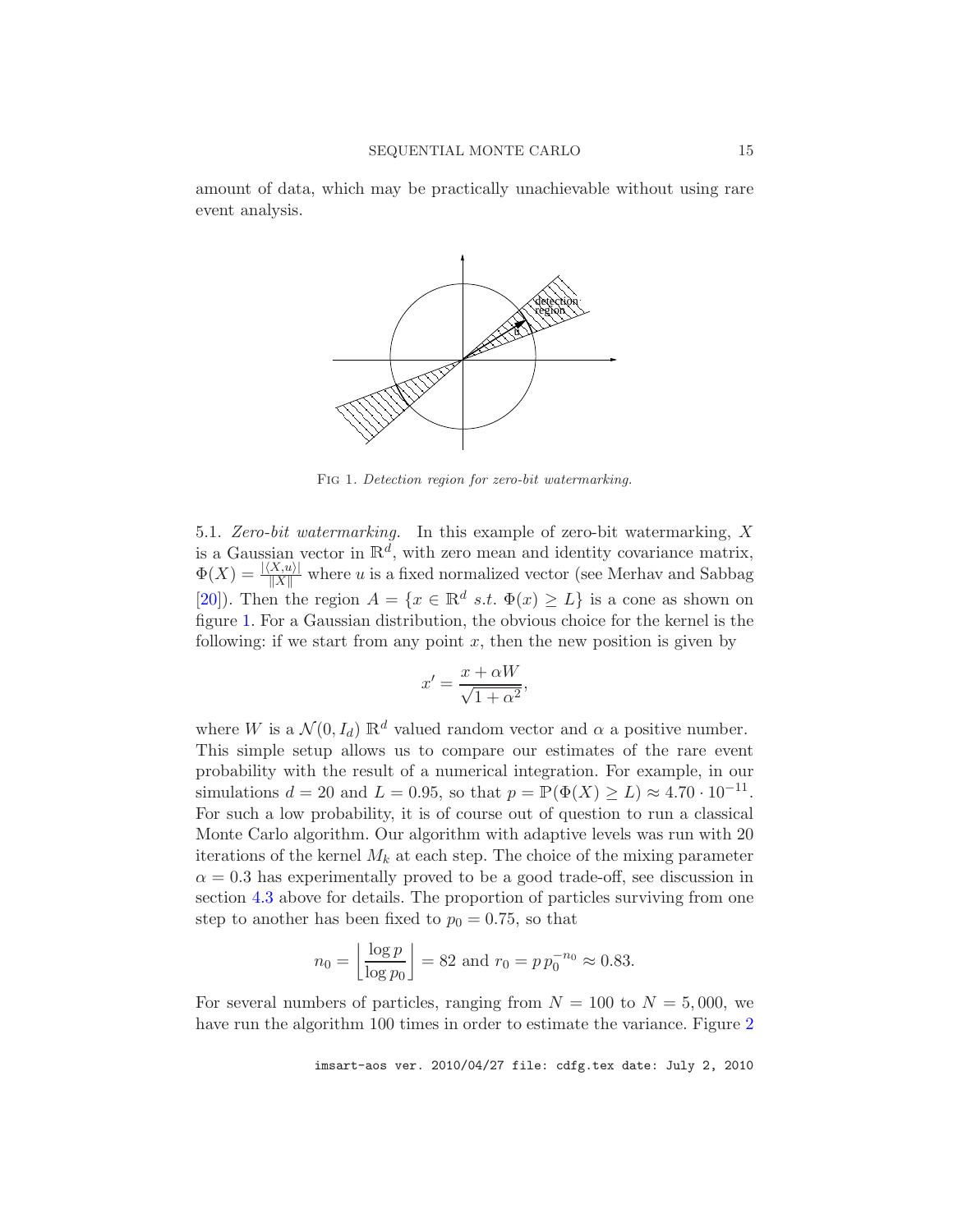amount of data, which may be practically unachievable without using rare event analysis.

Fig 1. *Detection region for zero-bit watermarking.*

5.1. *Zero-bit watermarking.* In this example of zero-bit watermarking, $X$ is a Gaussian vector in $\mathbb{R}^d$, with zero mean and identity covariance matrix, $\Phi(X) = \frac{|\langle X, u\rangle|}{\|X\|}$ where $u$ is a fixed normalized vector (see Merhav and Sabbag [20]). Then the region $A = \{x \in \mathbb{R}^d \ s.t. \ \Phi(x) \geq L\}$ is a cone as shown on figure 1. For a Gaussian distribution, the obvious choice for the kernel is the following: if we start from any point $x$, then the new position is given by

$$x' = \frac{x + \alpha W}{\sqrt{1+\alpha^2}},$$

where $W$ is a $\mathcal{N}(0, I_d)$ $\mathbb{R}^d$ valued random vector and $\alpha$ a positive number. This simple setup allows us to compare our estimates of the rare event probability with the result of a numerical integration. For example, in our simulations $d = 20$ and $L = 0.95$, so that $p = \mathbb{P}(\Phi(X) \geq L) \approx 4.70 \cdot 10^{-11}$. For such a low probability, it is of course out of question to run a classical Monte Carlo algorithm. Our algorithm with adaptive levels was run with 20 iterations of the kernel $M_k$ at each step. The choice of the mixing parameter $\alpha = 0.3$ has experimentally proved to be a good trade-off, see discussion in section 4.3 above for details. The proportion of particles surviving from one step to another has been fixed to $p_0 = 0.75$, so that

$$n_0 = \left\lfloor \frac{\log p}{\log p_0} \right\rfloor = 82 \text{ and } r_0 = p\, p_0^{-n_0} \approx 0.83.$$

For several numbers of particles, ranging from $N = 100$ to $N = 5{,}000$, we have run the algorithm 100 times in order to estimate the variance. Figure 2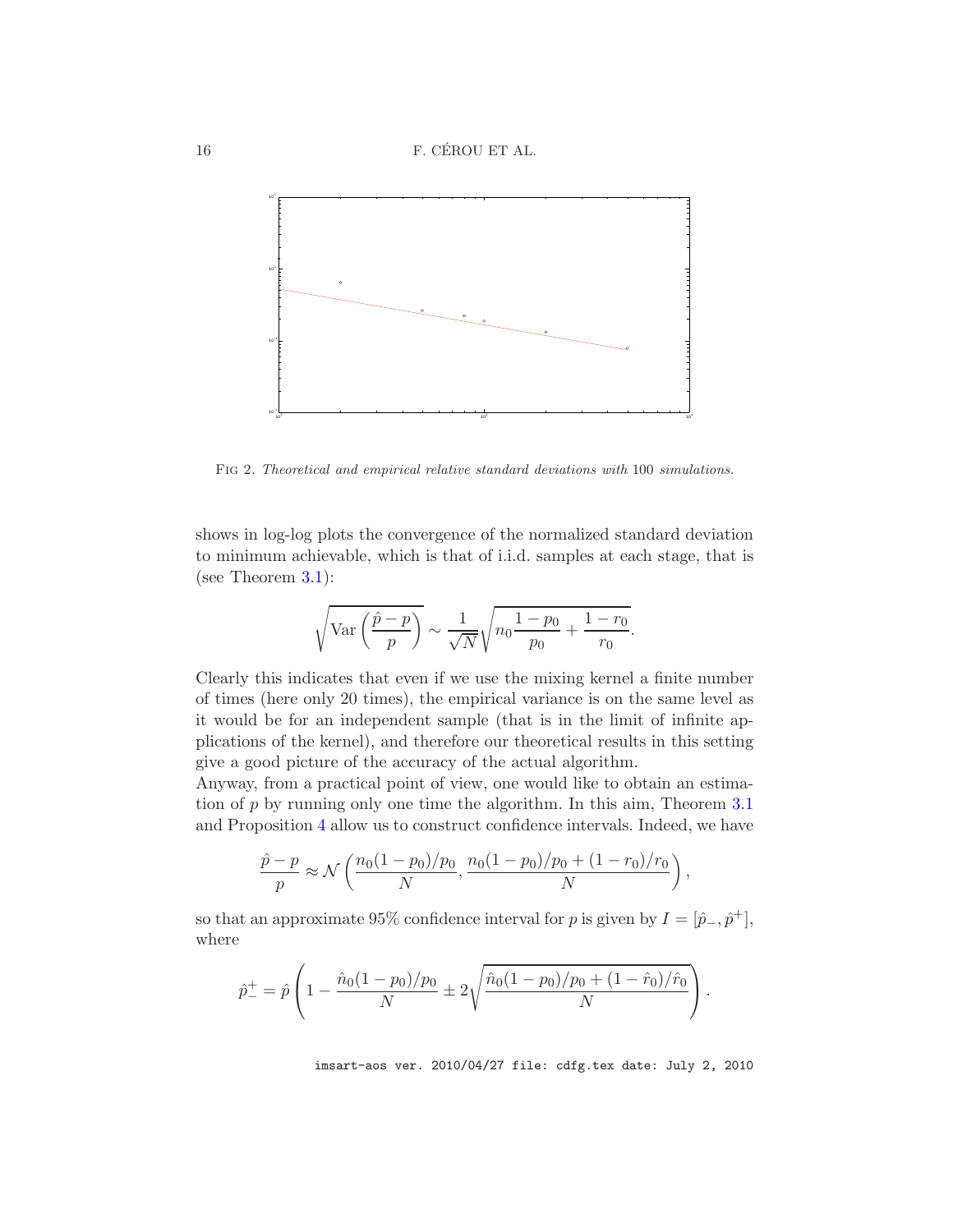FIG 2. *Theoretical and empirical relative standard deviations with* 100 *simulations.*

shows in log-log plots the convergence of the normalized standard deviation to minimum achievable, which is that of i.i.d. samples at each stage, that is (see Theorem 3.1):

$$\sqrt{\mathrm{Var}\left(\frac{\hat{p}-p}{p}\right)} \sim \frac{1}{\sqrt{N}}\sqrt{n_0\frac{1-p_0}{p_0}+\frac{1-r_0}{r_0}}.$$

Clearly this indicates that even if we use the mixing kernel a finite number of times (here only 20 times), the empirical variance is on the same level as it would be for an independent sample (that is in the limit of infinite applications of the kernel), and therefore our theoretical results in this setting give a good picture of the accuracy of the actual algorithm.

Anyway, from a practical point of view, one would like to obtain an estimation of $p$ by running only one time the algorithm. In this aim, Theorem 3.1 and Proposition 4 allow us to construct confidence intervals. Indeed, we have

$$\frac{\hat{p}-p}{p} \approx \mathcal{N}\left(\frac{n_0(1-p_0)/p_0}{N}, \frac{n_0(1-p_0)/p_0+(1-r_0)/r_0}{N}\right),$$

so that an approximate 95% confidence interval for $p$ is given by $I=[\hat{p}_-,\hat{p}^+]$, where

$$\hat{p}_-^+ = \hat{p}\left(1-\frac{\hat{n}_0(1-p_0)/p_0}{N} \pm 2\sqrt{\frac{\hat{n}_0(1-p_0)/p_0+(1-\hat{r}_0)/\hat{r}_0}{N}}\right).$$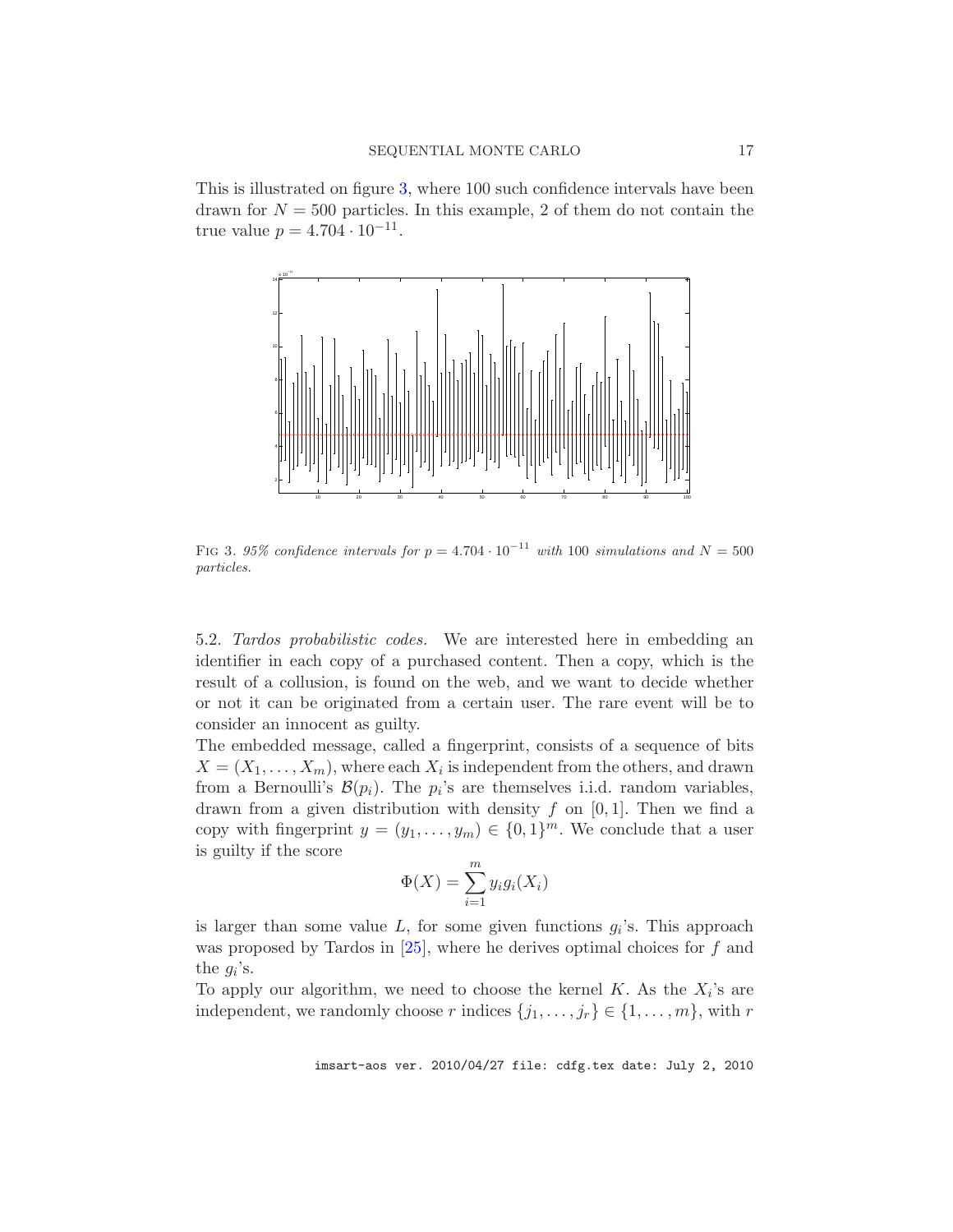This is illustrated on figure 3, where 100 such confidence intervals have been drawn for $N = 500$ particles. In this example, 2 of them do not contain the true value $p = 4.704 \cdot 10^{-11}$.

FIG 3. *95% confidence intervals for* $p = 4.704 \cdot 10^{-11}$ *with* 100 *simulations and* $N = 500$ *particles.*

5.2. *Tardos probabilistic codes.* We are interested here in embedding an identifier in each copy of a purchased content. Then a copy, which is the result of a collusion, is found on the web, and we want to decide whether or not it can be originated from a certain user. The rare event will be to consider an innocent as guilty.

The embedded message, called a fingerprint, consists of a sequence of bits $X = (X_1, \ldots, X_m)$, where each $X_i$ is independent from the others, and drawn from a Bernoulli's $\mathcal{B}(p_i)$. The $p_i$'s are themselves i.i.d. random variables, drawn from a given distribution with density $f$ on $[0, 1]$. Then we find a copy with fingerprint $y = (y_1, \ldots, y_m) \in \{0, 1\}^m$. We conclude that a user is guilty if the score

$$\Phi(X) = \sum_{i=1}^{m} y_i g_i(X_i)$$

is larger than some value $L$, for some given functions $g_i$'s. This approach was proposed by Tardos in [25], where he derives optimal choices for $f$ and the $g_i$'s.

To apply our algorithm, we need to choose the kernel $K$. As the $X_i$'s are independent, we randomly choose $r$ indices $\{j_1, \ldots, j_r\} \in \{1, \ldots, m\}$, with $r$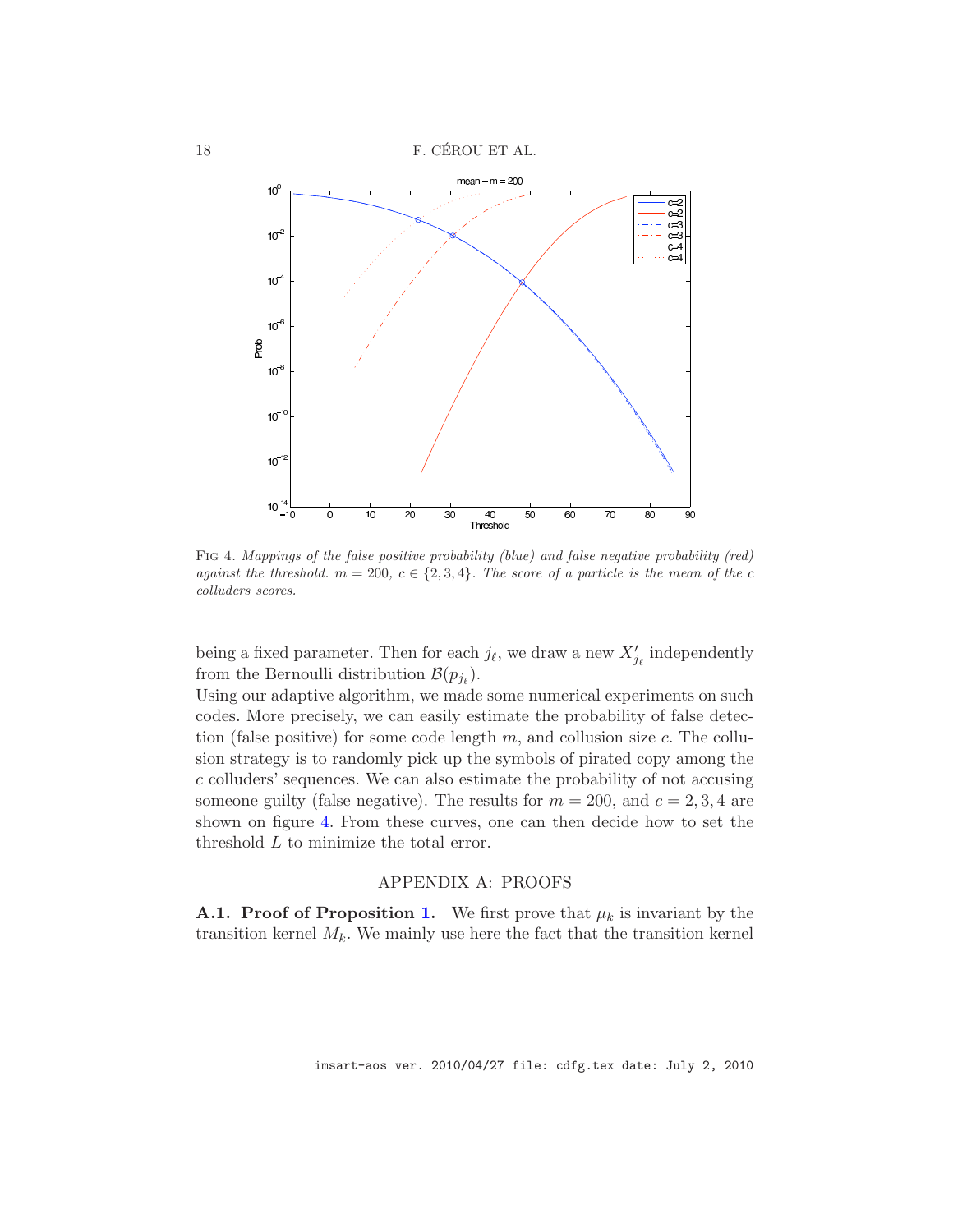FIG 4. *Mappings of the false positive probability (blue) and false negative probability (red) against the threshold. $m = 200$, $c \in \{2, 3, 4\}$. The score of a particle is the mean of the $c$ colluders scores.*

being a fixed parameter. Then for each $j_\ell$, we draw a new $X'_{j_\ell}$ independently from the Bernoulli distribution $\mathcal{B}(p_{j_\ell})$.

Using our adaptive algorithm, we made some numerical experiments on such codes. More precisely, we can easily estimate the probability of false detection (false positive) for some code length $m$, and collusion size $c$. The collusion strategy is to randomly pick up the symbols of pirated copy among the $c$ colluders' sequences. We can also estimate the probability of not accusing someone guilty (false negative). The results for $m = 200$, and $c = 2, 3, 4$ are shown on figure 4. From these curves, one can then decide how to set the threshold $L$ to minimize the total error.

## APPENDIX A: PROOFS

**A.1. Proof of Proposition 1.** We first prove that $\mu_k$ is invariant by the transition kernel $M_k$. We mainly use here the fact that the transition kernel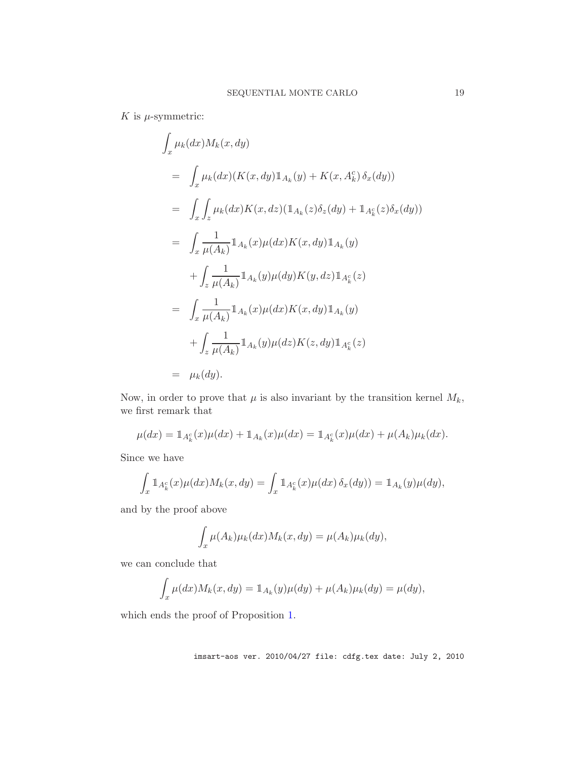$K$ is $\mu$-symmetric:

$$
\begin{aligned}
&\int_x \mu_k(dx) M_k(x, dy) \\
&= \int_x \mu_k(dx)(K(x, dy)\mathbb{1}_{A_k}(y) + K(x, A_k^c)\,\delta_x(dy)) \\
&= \int_x \int_z \mu_k(dx) K(x, dz)(\mathbb{1}_{A_k}(z)\delta_z(dy) + \mathbb{1}_{A_k^c}(z)\delta_x(dy)) \\
&= \int_x \frac{1}{\mu(A_k)} \mathbb{1}_{A_k}(x)\mu(dx)K(x, dy)\mathbb{1}_{A_k}(y) \\
&\quad + \int_z \frac{1}{\mu(A_k)} \mathbb{1}_{A_k}(y)\mu(dy)K(y, dz)\mathbb{1}_{A_k^c}(z) \\
&= \int_x \frac{1}{\mu(A_k)} \mathbb{1}_{A_k}(x)\mu(dx)K(x, dy)\mathbb{1}_{A_k}(y) \\
&\quad + \int_z \frac{1}{\mu(A_k)} \mathbb{1}_{A_k}(y)\mu(dz)K(z, dy)\mathbb{1}_{A_k^c}(z) \\
&= \mu_k(dy).
\end{aligned}
$$

Now, in order to prove that $\mu$ is also invariant by the transition kernel $M_k$, we first remark that

$$
\mu(dx) = \mathbb{1}_{A_k^c}(x)\mu(dx) + \mathbb{1}_{A_k}(x)\mu(dx) = \mathbb{1}_{A_k^c}(x)\mu(dx) + \mu(A_k)\mu_k(dx).
$$

Since we have

$$
\int_x \mathbb{1}_{A_k^c}(x)\mu(dx)M_k(x, dy) = \int_x \mathbb{1}_{A_k^c}(x)\mu(dx)\,\delta_x(dy)) = \mathbb{1}_{A_k}(y)\mu(dy),
$$

and by the proof above

$$
\int_x \mu(A_k)\mu_k(dx)M_k(x, dy) = \mu(A_k)\mu_k(dy),
$$

we can conclude that

$$
\int_x \mu(dx)M_k(x, dy) = \mathbb{1}_{A_k}(y)\mu(dy) + \mu(A_k)\mu_k(dy) = \mu(dy),
$$

which ends the proof of Proposition 1.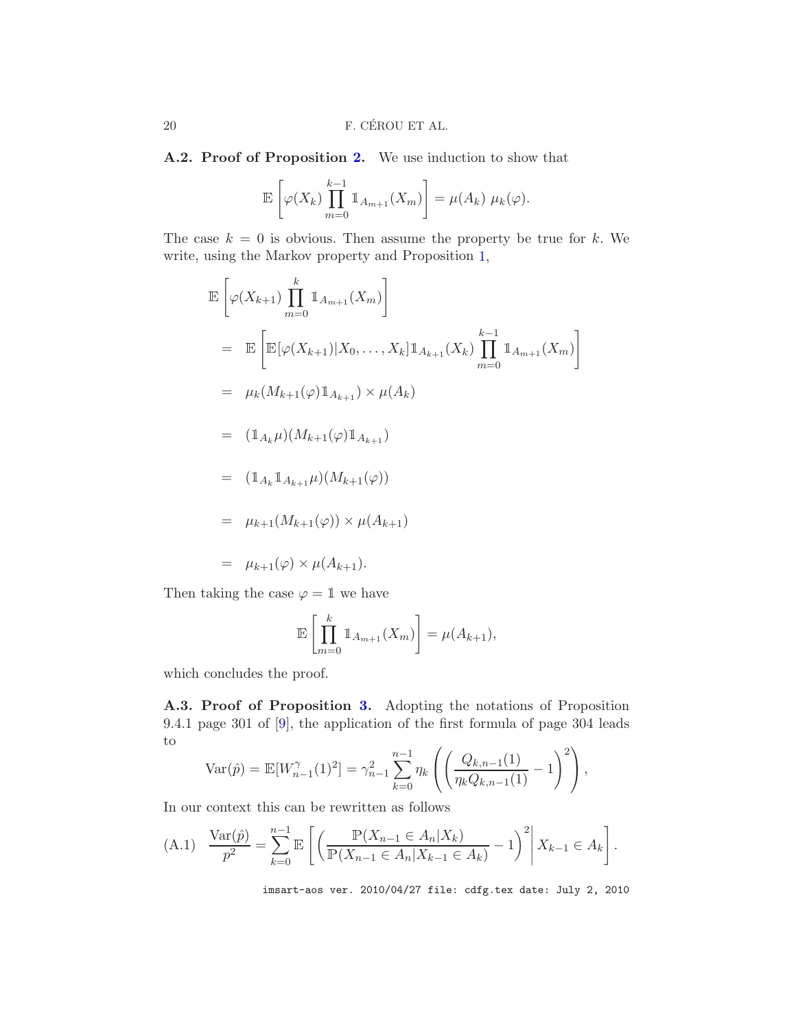**A.2. Proof of Proposition 2.** We use induction to show that

$$\mathbb{E}\left[\varphi(X_k)\prod_{m=0}^{k-1}\mathbb{1}_{A_{m+1}}(X_m)\right] = \mu(A_k)\ \mu_k(\varphi).$$

The case $k = 0$ is obvious. Then assume the property be true for $k$. We write, using the Markov property and Proposition 1,

$$\begin{aligned}
&\mathbb{E}\left[\varphi(X_{k+1})\prod_{m=0}^{k}\mathbb{1}_{A_{m+1}}(X_m)\right] \\
&\quad= \mathbb{E}\left[\mathbb{E}[\varphi(X_{k+1})|X_0,\ldots,X_k]\mathbb{1}_{A_{k+1}}(X_k)\prod_{m=0}^{k-1}\mathbb{1}_{A_{m+1}}(X_m)\right] \\
&\quad= \mu_k(M_{k+1}(\varphi)\mathbb{1}_{A_{k+1}}) \times \mu(A_k) \\
&\quad= (\mathbb{1}_{A_k}\mu)(M_{k+1}(\varphi)\mathbb{1}_{A_{k+1}}) \\
&\quad= (\mathbb{1}_{A_k}\mathbb{1}_{A_{k+1}}\mu)(M_{k+1}(\varphi)) \\
&\quad= \mu_{k+1}(M_{k+1}(\varphi)) \times \mu(A_{k+1}) \\
&\quad= \mu_{k+1}(\varphi) \times \mu(A_{k+1}).
\end{aligned}$$

Then taking the case $\varphi = \mathbb{1}$ we have

$$\mathbb{E}\left[\prod_{m=0}^{k}\mathbb{1}_{A_{m+1}}(X_m)\right] = \mu(A_{k+1}),$$

which concludes the proof.

**A.3. Proof of Proposition 3.** Adopting the notations of Proposition 9.4.1 page 301 of [9], the application of the first formula of page 304 leads to

$$\mathrm{Var}(\hat{p}) = \mathbb{E}[W_{n-1}^{\gamma}(1)^2] = \gamma_{n-1}^2\sum_{k=0}^{n-1}\eta_k\left(\left(\frac{Q_{k,n-1}(1)}{\eta_k Q_{k,n-1}(1)} - 1\right)^2\right),$$

In our context this can be rewritten as follows

$$\text{(A.1)}\quad \frac{\mathrm{Var}(\hat{p})}{p^2} = \sum_{k=0}^{n-1}\mathbb{E}\left[\left(\frac{\mathbb{P}(X_{n-1}\in A_n|X_k)}{\mathbb{P}(X_{n-1}\in A_n|X_{k-1}\in A_k)} - 1\right)^2\middle| X_{k-1}\in A_k\right].$$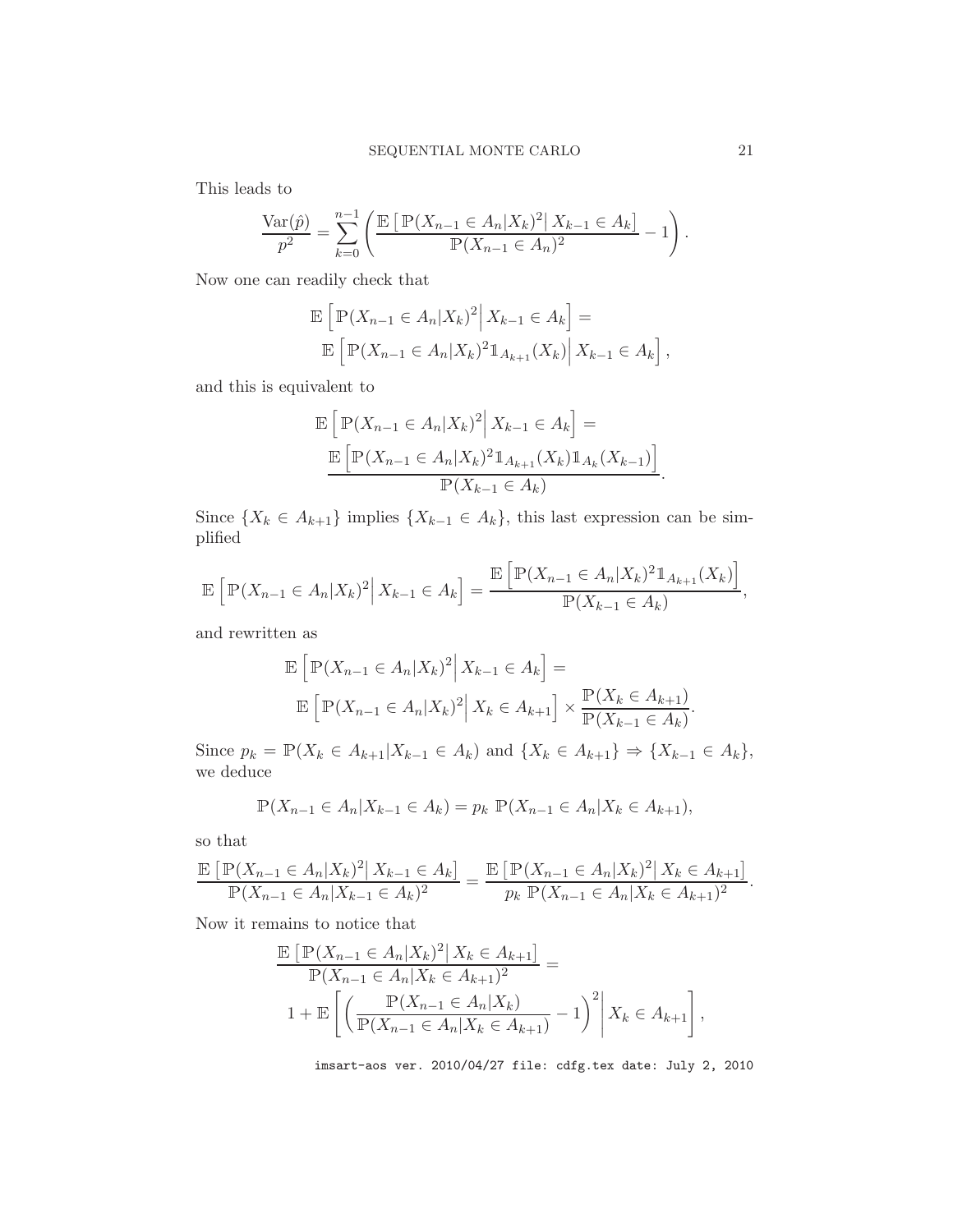This leads to

$$\frac{\mathrm{Var}(\hat{p})}{p^2} = \sum_{k=0}^{n-1} \left( \frac{\mathbb{E}\left[\, \mathbb{P}(X_{n-1} \in A_n | X_k)^2 \middle|\, X_{k-1} \in A_k \right]}{\mathbb{P}(X_{n-1} \in A_n)^2} - 1 \right).$$

Now one can readily check that

$$\mathbb{E}\left[ \mathbb{P}(X_{n-1} \in A_n | X_k)^2 \middle| X_{k-1} \in A_k \right] = \mathbb{E}\left[ \mathbb{P}(X_{n-1} \in A_n | X_k)^2 \mathbb{1}_{A_{k+1}}(X_k) \middle| X_{k-1} \in A_k \right],$$

and this is equivalent to

$$\mathbb{E}\left[ \mathbb{P}(X_{n-1} \in A_n | X_k)^2 \middle| X_{k-1} \in A_k \right] = \frac{\mathbb{E}\left[ \mathbb{P}(X_{n-1} \in A_n | X_k)^2 \mathbb{1}_{A_{k+1}}(X_k) \mathbb{1}_{A_k}(X_{k-1}) \right]}{\mathbb{P}(X_{k-1} \in A_k)}.$$

Since $\{X_k \in A_{k+1}\}$ implies $\{X_{k-1} \in A_k\}$, this last expression can be simplified

$$\mathbb{E}\left[ \mathbb{P}(X_{n-1} \in A_n | X_k)^2 \middle| X_{k-1} \in A_k \right] = \frac{\mathbb{E}\left[ \mathbb{P}(X_{n-1} \in A_n | X_k)^2 \mathbb{1}_{A_{k+1}}(X_k) \right]}{\mathbb{P}(X_{k-1} \in A_k)},$$

and rewritten as

$$\mathbb{E}\left[ \mathbb{P}(X_{n-1} \in A_n | X_k)^2 \middle| X_{k-1} \in A_k \right] = \mathbb{E}\left[ \mathbb{P}(X_{n-1} \in A_n | X_k)^2 \middle| X_k \in A_{k+1} \right] \times \frac{\mathbb{P}(X_k \in A_{k+1})}{\mathbb{P}(X_{k-1} \in A_k)}.$$

Since $p_k = \mathbb{P}(X_k \in A_{k+1} | X_{k-1} \in A_k)$ and $\{X_k \in A_{k+1}\} \Rightarrow \{X_{k-1} \in A_k\}$, we deduce

$$\mathbb{P}(X_{n-1} \in A_n | X_{k-1} \in A_k) = p_k \ \mathbb{P}(X_{n-1} \in A_n | X_k \in A_{k+1}),$$

so that

$$\frac{\mathbb{E}\left[\, \mathbb{P}(X_{n-1} \in A_n | X_k)^2 \middle|\, X_{k-1} \in A_k \right]}{\mathbb{P}(X_{n-1} \in A_n | X_{k-1} \in A_k)^2} = \frac{\mathbb{E}\left[\, \mathbb{P}(X_{n-1} \in A_n | X_k)^2 \middle|\, X_k \in A_{k+1} \right]}{p_k \ \mathbb{P}(X_{n-1} \in A_n | X_k \in A_{k+1})^2}.$$

Now it remains to notice that

$$\frac{\mathbb{E}\left[\, \mathbb{P}(X_{n-1} \in A_n | X_k)^2 \middle|\, X_k \in A_{k+1} \right]}{\mathbb{P}(X_{n-1} \in A_n | X_k \in A_{k+1})^2} = 1 + \mathbb{E}\left[ \left( \frac{\mathbb{P}(X_{n-1} \in A_n | X_k)}{\mathbb{P}(X_{n-1} \in A_n | X_k \in A_{k+1})} - 1 \right)^2 \middle| X_k \in A_{k+1} \right],$$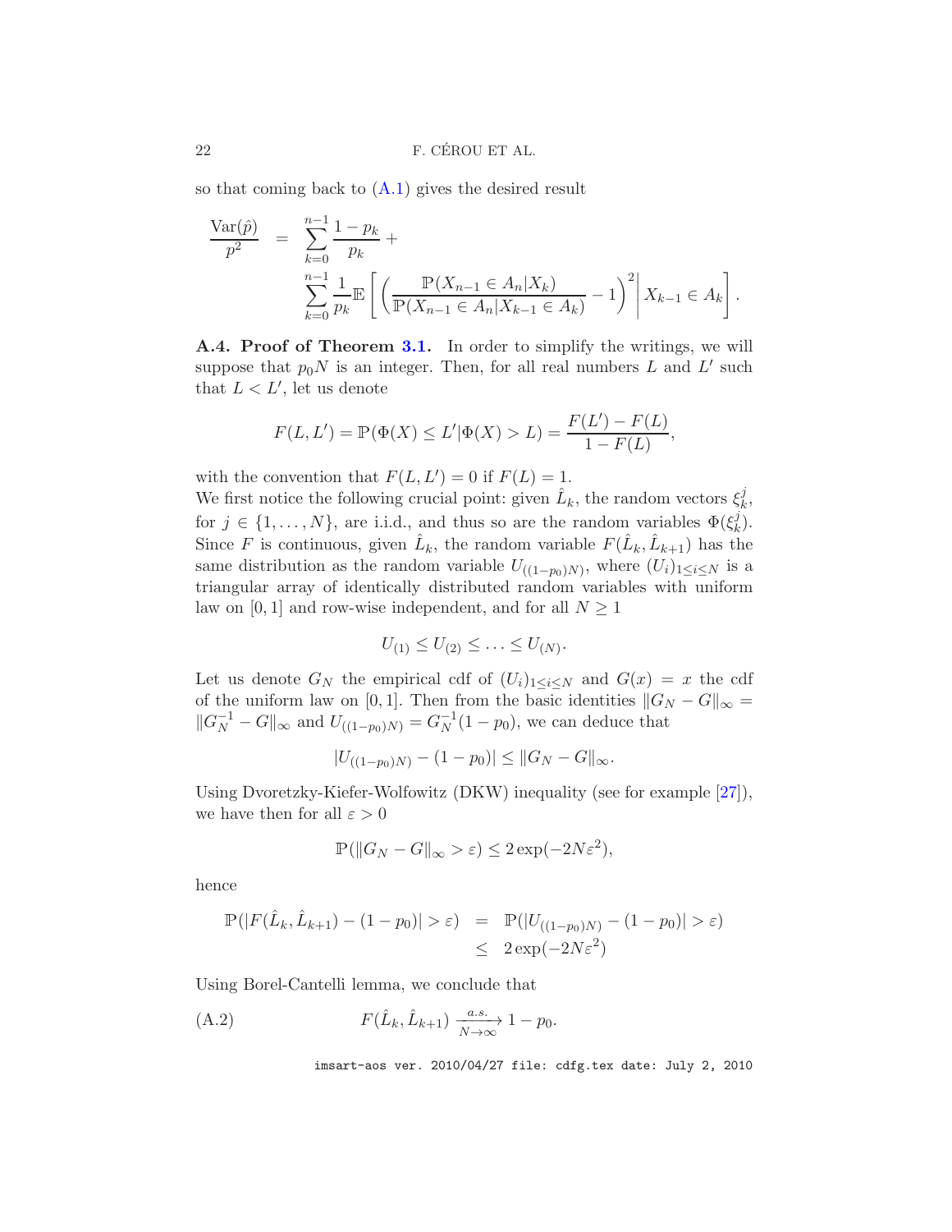so that coming back to (A.1) gives the desired result

$$\frac{\mathrm{Var}(\hat{p})}{p^2} = \sum_{k=0}^{n-1} \frac{1-p_k}{p_k} + \sum_{k=0}^{n-1} \frac{1}{p_k} \mathbb{E}\left[ \left( \frac{\mathbb{P}(X_{n-1} \in A_n | X_k)}{\mathbb{P}(X_{n-1} \in A_n | X_{k-1} \in A_k)} - 1 \right)^2 \middle| X_{k-1} \in A_k \right].$$

**A.4. Proof of Theorem 3.1.** In order to simplify the writings, we will suppose that $p_0 N$ is an integer. Then, for all real numbers $L$ and $L'$ such that $L < L'$, let us denote

$$F(L, L') = \mathbb{P}(\Phi(X) \leq L' | \Phi(X) > L) = \frac{F(L') - F(L)}{1 - F(L)},$$

with the convention that $F(L, L') = 0$ if $F(L) = 1$.

We first notice the following crucial point: given $\hat{L}_k$, the random vectors $\xi_k^j$, for $j \in \{1, \ldots, N\}$, are i.i.d., and thus so are the random variables $\Phi(\xi_k^j)$. Since $F$ is continuous, given $\hat{L}_k$, the random variable $F(\hat{L}_k, \hat{L}_{k+1})$ has the same distribution as the random variable $U_{((1-p_0)N)}$, where $(U_i)_{1 \leq i \leq N}$ is a triangular array of identically distributed random variables with uniform law on $[0, 1]$ and row-wise independent, and for all $N \geq 1$

$$U_{(1)} \leq U_{(2)} \leq \ldots \leq U_{(N)}.$$

Let us denote $G_N$ the empirical cdf of $(U_i)_{1 \leq i \leq N}$ and $G(x) = x$ the cdf of the uniform law on $[0, 1]$. Then from the basic identities $\|G_N - G\|_\infty = \|G_N^{-1} - G\|_\infty$ and $U_{((1-p_0)N)} = G_N^{-1}(1 - p_0)$, we can deduce that

$$|U_{((1-p_0)N)} - (1 - p_0)| \leq \|G_N - G\|_\infty.$$

Using Dvoretzky-Kiefer-Wolfowitz (DKW) inequality (see for example [27]), we have then for all $\varepsilon > 0$

$$\mathbb{P}(\|G_N - G\|_\infty > \varepsilon) \leq 2 \exp(-2N\varepsilon^2),$$

hence

$$\begin{aligned} \mathbb{P}(|F(\hat{L}_k, \hat{L}_{k+1}) - (1 - p_0)| > \varepsilon) &= \mathbb{P}(|U_{((1-p_0)N)} - (1 - p_0)| > \varepsilon) \\ &\leq 2 \exp(-2N\varepsilon^2) \end{aligned}$$

Using Borel-Cantelli lemma, we conclude that

$$F(\hat{L}_k, \hat{L}_{k+1}) \xrightarrow[N \to \infty]{a.s.} 1 - p_0. \tag{A.2}$$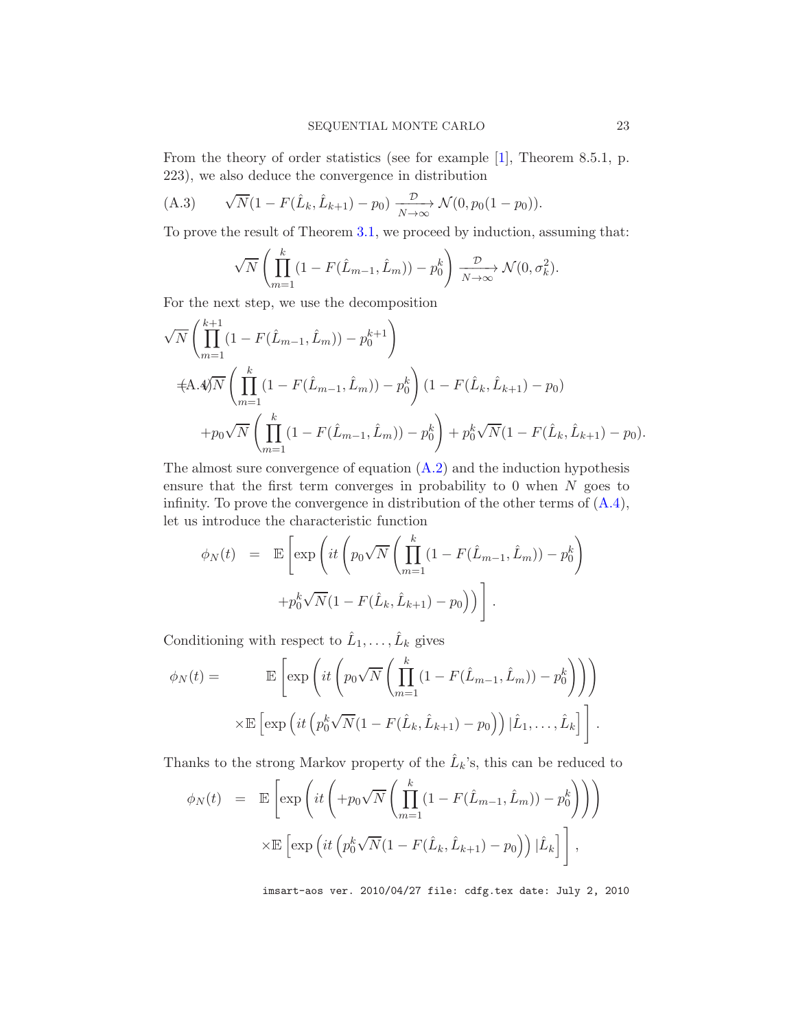From the theory of order statistics (see for example [1], Theorem 8.5.1, p. 223), we also deduce the convergence in distribution

$$\sqrt{N}(1 - F(\hat{L}_k, \hat{L}_{k+1}) - p_0) \xrightarrow[N\to\infty]{\mathcal{D}} \mathcal{N}(0, p_0(1-p_0)). \tag{A.3}$$

To prove the result of Theorem 3.1, we proceed by induction, assuming that:

$$\sqrt{N}\left(\prod_{m=1}^{k}(1 - F(\hat{L}_{m-1}, \hat{L}_m)) - p_0^k\right) \xrightarrow[N\to\infty]{\mathcal{D}} \mathcal{N}(0, \sigma_k^2).$$

For the next step, we use the decomposition

$$\begin{aligned}
&\sqrt{N}\left(\prod_{m=1}^{k+1}(1 - F(\hat{L}_{m-1}, \hat{L}_m)) - p_0^{k+1}\right) \\
&= \sqrt{N}\left(\prod_{m=1}^{k}(1 - F(\hat{L}_{m-1}, \hat{L}_m)) - p_0^k\right)(1 - F(\hat{L}_k, \hat{L}_{k+1}) - p_0) \\
&\quad + p_0\sqrt{N}\left(\prod_{m=1}^{k}(1 - F(\hat{L}_{m-1}, \hat{L}_m)) - p_0^k\right) + p_0^k\sqrt{N}(1 - F(\hat{L}_k, \hat{L}_{k+1}) - p_0).
\end{aligned} \tag{A.4}$$

The almost sure convergence of equation (A.2) and the induction hypothesis ensure that the first term converges in probability to 0 when $N$ goes to infinity. To prove the convergence in distribution of the other terms of (A.4), let us introduce the characteristic function

$$\begin{aligned}
\phi_N(t) &= \mathbb{E}\left[\exp\left(it\left(p_0\sqrt{N}\left(\prod_{m=1}^{k}(1 - F(\hat{L}_{m-1}, \hat{L}_m)) - p_0^k\right)\right.\right.\right. \\
&\qquad \left.\left.\left. + p_0^k\sqrt{N}(1 - F(\hat{L}_k, \hat{L}_{k+1}) - p_0)\right)\right)\right].
\end{aligned}$$

Conditioning with respect to $\hat{L}_1, \ldots, \hat{L}_k$ gives

$$\begin{aligned}
\phi_N(t) = \ & \mathbb{E}\left[\exp\left(it\left(p_0\sqrt{N}\left(\prod_{m=1}^{k}(1 - F(\hat{L}_{m-1}, \hat{L}_m)) - p_0^k\right)\right)\right)\right. \\
& \left. \times \mathbb{E}\left[\exp\left(it\left(p_0^k\sqrt{N}(1 - F(\hat{L}_k, \hat{L}_{k+1}) - p_0)\right)\right)|\hat{L}_1, \ldots, \hat{L}_k\right]\right].
\end{aligned}$$

Thanks to the strong Markov property of the $\hat{L}_k$'s, this can be reduced to

$$\begin{aligned}
\phi_N(t) &= \mathbb{E}\left[\exp\left(it\left(+p_0\sqrt{N}\left(\prod_{m=1}^{k}(1 - F(\hat{L}_{m-1}, \hat{L}_m)) - p_0^k\right)\right)\right)\right. \\
&\qquad \left. \times \mathbb{E}\left[\exp\left(it\left(p_0^k\sqrt{N}(1 - F(\hat{L}_k, \hat{L}_{k+1}) - p_0)\right)\right)|\hat{L}_k\right]\right],
\end{aligned}$$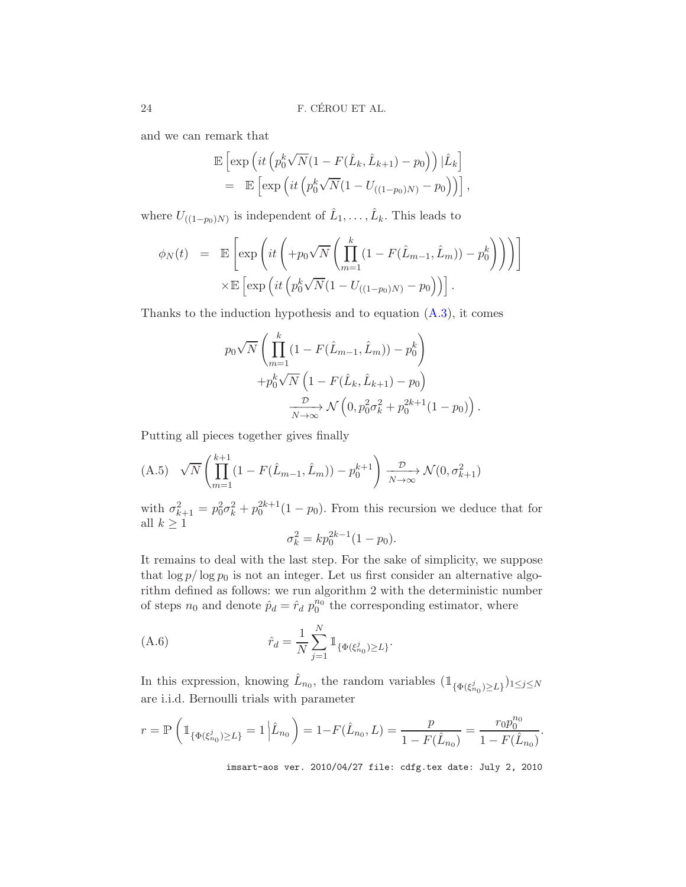and we can remark that

$$
\begin{aligned}
&\mathbb{E}\left[\exp\left(it\left(p_0^k\sqrt{N}(1-F(\hat{L}_k,\hat{L}_{k+1})-p_0\right)\right)|\hat{L}_k\right] \\
&= \mathbb{E}\left[\exp\left(it\left(p_0^k\sqrt{N}(1-U_{((1-p_0)N)}-p_0\right)\right)\right],
\end{aligned}
$$

where $U_{((1-p_0)N)}$ is independent of $\hat{L}_1,\ldots,\hat{L}_k$. This leads to

$$
\begin{aligned}
\phi_N(t) &= \mathbb{E}\left[\exp\left(it\left(+p_0\sqrt{N}\left(\prod_{m=1}^{k}(1-F(\hat{L}_{m-1},\hat{L}_m))-p_0^k\right)\right)\right)\right] \\
&\quad\times\mathbb{E}\left[\exp\left(it\left(p_0^k\sqrt{N}(1-U_{((1-p_0)N)}-p_0\right)\right)\right].
\end{aligned}
$$

Thanks to the induction hypothesis and to equation (A.3), it comes

$$
\begin{aligned}
&p_0\sqrt{N}\left(\prod_{m=1}^{k}(1-F(\hat{L}_{m-1},\hat{L}_m))-p_0^k\right) \\
&\quad+p_0^k\sqrt{N}\left(1-F(\hat{L}_k,\hat{L}_{k+1})-p_0\right) \\
&\qquad\xrightarrow[N\to\infty]{\mathcal{D}}\mathcal{N}\left(0,p_0^2\sigma_k^2+p_0^{2k+1}(1-p_0)\right).
\end{aligned}
$$

Putting all pieces together gives finally

$$
\text{(A.5)}\quad \sqrt{N}\left(\prod_{m=1}^{k+1}(1-F(\hat{L}_{m-1},\hat{L}_m))-p_0^{k+1}\right)\xrightarrow[N\to\infty]{\mathcal{D}}\mathcal{N}(0,\sigma_{k+1}^2)
$$

with $\sigma_{k+1}^2=p_0^2\sigma_k^2+p_0^{2k+1}(1-p_0)$. From this recursion we deduce that for all $k\geq 1$

$$
\sigma_k^2=kp_0^{2k-1}(1-p_0).
$$

It remains to deal with the last step. For the sake of simplicity, we suppose that $\log p/\log p_0$ is not an integer. Let us first consider an alternative algorithm defined as follows: we run algorithm 2 with the deterministic number of steps $n_0$ and denote $\hat{p}_d=\hat{r}_d\ p_0^{n_0}$ the corresponding estimator, where

$$
\text{(A.6)}\qquad \hat{r}_d=\frac{1}{N}\sum_{j=1}^{N}\mathbb{1}_{\{\Phi(\xi_{n_0}^j)\geq L\}}.
$$

In this expression, knowing $\hat{L}_{n_0}$, the random variables $(\mathbb{1}_{\{\Phi(\xi_{n_0}^j)\geq L\}})_{1\leq j\leq N}$ are i.i.d. Bernoulli trials with parameter

$$
r=\mathbb{P}\left(\mathbb{1}_{\{\Phi(\xi_{n_0}^j)\geq L\}}=1\,\Big|\,\hat{L}_{n_0}\right)=1-F(\hat{L}_{n_0},L)=\frac{p}{1-F(\hat{L}_{n_0})}=\frac{r_0p_0^{n_0}}{1-F(\hat{L}_{n_0})}.
$$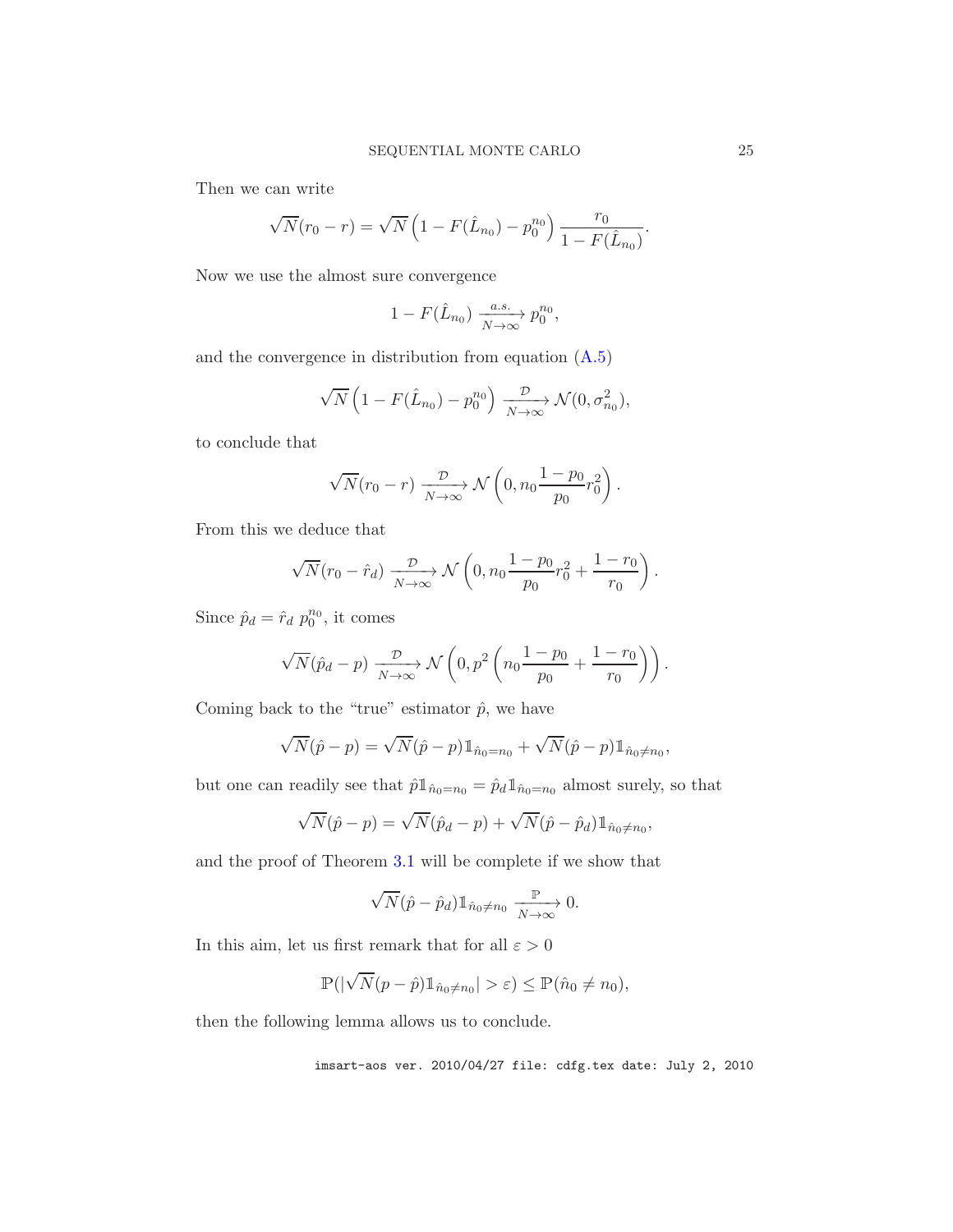Then we can write

$$\sqrt{N}(r_0 - r) = \sqrt{N}\left(1 - F(\hat{L}_{n_0}) - p_0^{n_0}\right)\frac{r_0}{1 - F(\hat{L}_{n_0})}.$$

Now we use the almost sure convergence

$$1 - F(\hat{L}_{n_0}) \xrightarrow[N\to\infty]{a.s.} p_0^{n_0},$$

and the convergence in distribution from equation (A.5)

$$\sqrt{N}\left(1 - F(\hat{L}_{n_0}) - p_0^{n_0}\right) \xrightarrow[N\to\infty]{\mathcal{D}} \mathcal{N}(0, \sigma_{n_0}^2),$$

to conclude that

$$\sqrt{N}(r_0 - r) \xrightarrow[N\to\infty]{\mathcal{D}} \mathcal{N}\left(0, n_0\frac{1-p_0}{p_0}r_0^2\right).$$

From this we deduce that

$$\sqrt{N}(r_0 - \hat{r}_d) \xrightarrow[N\to\infty]{\mathcal{D}} \mathcal{N}\left(0, n_0\frac{1-p_0}{p_0}r_0^2 + \frac{1-r_0}{r_0}\right).$$

Since $\hat{p}_d = \hat{r}_d\, p_0^{n_0}$, it comes

$$\sqrt{N}(\hat{p}_d - p) \xrightarrow[N\to\infty]{\mathcal{D}} \mathcal{N}\left(0, p^2\left(n_0\frac{1-p_0}{p_0} + \frac{1-r_0}{r_0}\right)\right).$$

Coming back to the "true" estimator $\hat{p}$, we have

$$\sqrt{N}(\hat{p} - p) = \sqrt{N}(\hat{p} - p)\mathbb{1}_{\hat{n}_0 = n_0} + \sqrt{N}(\hat{p} - p)\mathbb{1}_{\hat{n}_0 \neq n_0},$$

but one can readily see that $\hat{p}\mathbb{1}_{\hat{n}_0 = n_0} = \hat{p}_d\mathbb{1}_{\hat{n}_0 = n_0}$ almost surely, so that

$$\sqrt{N}(\hat{p} - p) = \sqrt{N}(\hat{p}_d - p) + \sqrt{N}(\hat{p} - \hat{p}_d)\mathbb{1}_{\hat{n}_0 \neq n_0},$$

and the proof of Theorem 3.1 will be complete if we show that

$$\sqrt{N}(\hat{p} - \hat{p}_d)\mathbb{1}_{\hat{n}_0 \neq n_0} \xrightarrow[N\to\infty]{\mathbb{P}} 0.$$

In this aim, let us first remark that for all $\varepsilon > 0$

$$\mathbb{P}(|\sqrt{N}(p - \hat{p})\mathbb{1}_{\hat{n}_0 \neq n_0}| > \varepsilon) \leq \mathbb{P}(\hat{n}_0 \neq n_0),$$

then the following lemma allows us to conclude.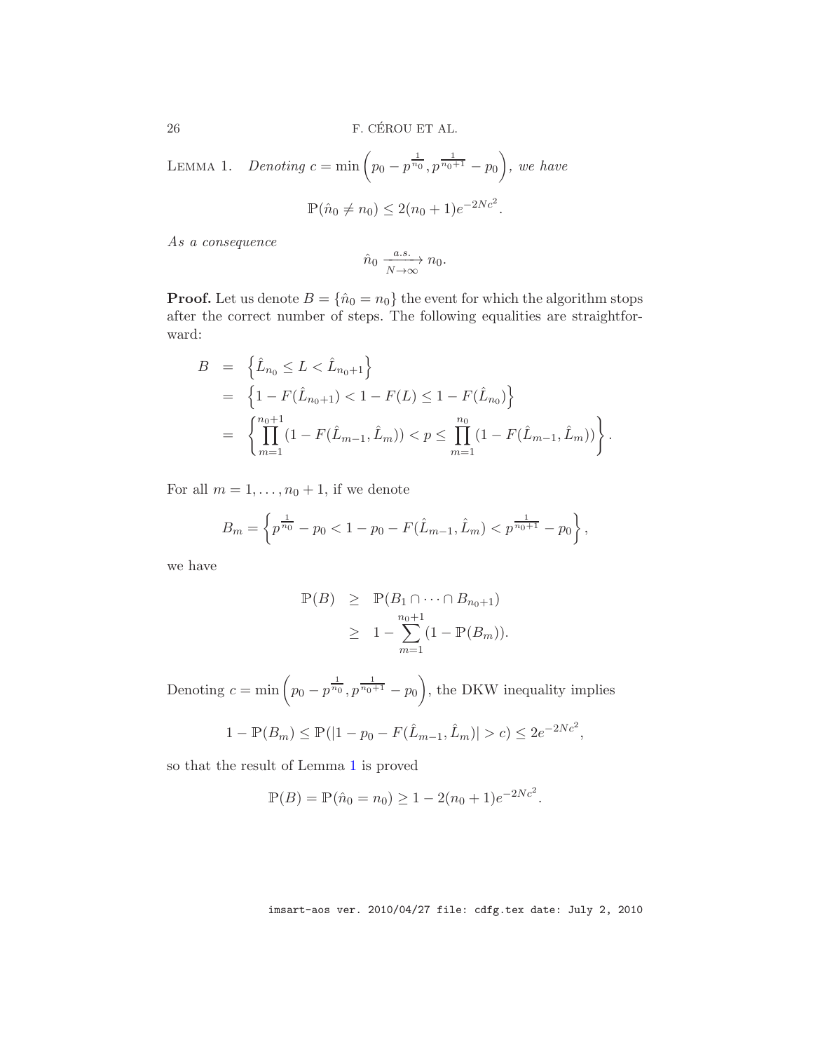**Lemma 1.** *Denoting* $c = \min\left(p_0 - p^{\frac{1}{n_0}}, p^{\frac{1}{n_0+1}} - p_0\right)$, *we have*

$$\mathbb{P}(\hat{n}_0 \neq n_0) \leq 2(n_0+1)e^{-2Nc^2}.$$

*As a consequence*

$$\hat{n}_0 \xrightarrow[N\to\infty]{a.s.} n_0.$$

**Proof.** Let us denote $B = \{\hat{n}_0 = n_0\}$ the event for which the algorithm stops after the correct number of steps. The following equalities are straightforward:

$$\begin{aligned}
B &= \left\{\hat{L}_{n_0} \leq L < \hat{L}_{n_0+1}\right\} \\
&= \left\{1 - F(\hat{L}_{n_0+1}) < 1 - F(L) \leq 1 - F(\hat{L}_{n_0})\right\} \\
&= \left\{\prod_{m=1}^{n_0+1}(1 - F(\hat{L}_{m-1}, \hat{L}_m)) < p \leq \prod_{m=1}^{n_0}(1 - F(\hat{L}_{m-1}, \hat{L}_m))\right\}.
\end{aligned}$$

For all $m = 1, \ldots, n_0+1$, if we denote

$$B_m = \left\{p^{\frac{1}{n_0}} - p_0 < 1 - p_0 - F(\hat{L}_{m-1}, \hat{L}_m) < p^{\frac{1}{n_0+1}} - p_0\right\},$$

we have

$$\begin{aligned}
\mathbb{P}(B) &\geq \mathbb{P}(B_1 \cap \cdots \cap B_{n_0+1}) \\
&\geq 1 - \sum_{m=1}^{n_0+1}(1 - \mathbb{P}(B_m)).
\end{aligned}$$

Denoting $c = \min\left(p_0 - p^{\frac{1}{n_0}}, p^{\frac{1}{n_0+1}} - p_0\right)$, the DKW inequality implies

$$1 - \mathbb{P}(B_m) \leq \mathbb{P}(|1 - p_0 - F(\hat{L}_{m-1}, \hat{L}_m)| > c) \leq 2e^{-2Nc^2},$$

so that the result of Lemma 1 is proved

$$\mathbb{P}(B) = \mathbb{P}(\hat{n}_0 = n_0) \geq 1 - 2(n_0+1)e^{-2Nc^2}.$$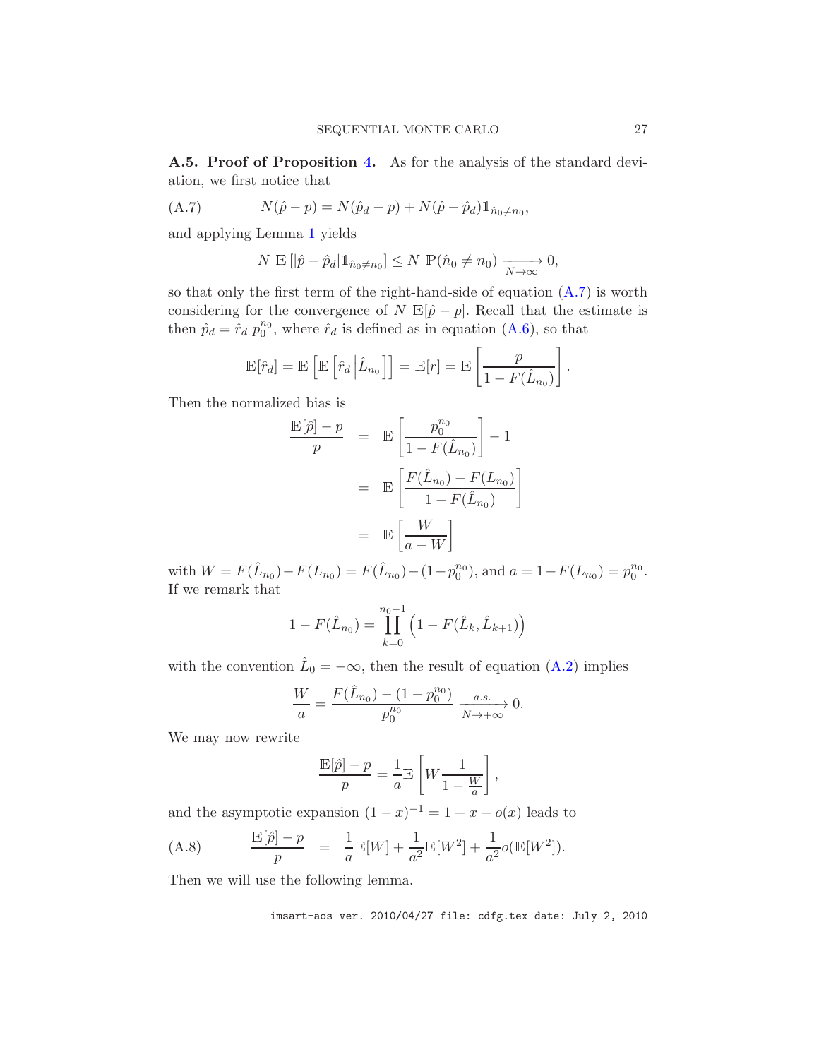**A.5. Proof of Proposition 4.** As for the analysis of the standard deviation, we first notice that

$$N(\hat{p} - p) = N(\hat{p}_d - p) + N(\hat{p} - \hat{p}_d)\mathbb{1}_{\hat{n}_0 \neq n_0}, \tag{A.7}$$

and applying Lemma 1 yields

$$N \; \mathbb{E}\left[|\hat{p} - \hat{p}_d|\mathbb{1}_{\hat{n}_0 \neq n_0}\right] \leq N \; \mathbb{P}(\hat{n}_0 \neq n_0) \xrightarrow[N \to \infty]{} 0,$$

so that only the first term of the right-hand-side of equation (A.7) is worth considering for the convergence of $N \; \mathbb{E}[\hat{p} - p]$. Recall that the estimate is then $\hat{p}_d = \hat{r}_d \; p_0^{n_0}$, where $\hat{r}_d$ is defined as in equation (A.6), so that

$$\mathbb{E}[\hat{r}_d] = \mathbb{E}\left[\mathbb{E}\left[\hat{r}_d \,\middle|\, \hat{L}_{n_0}\right]\right] = \mathbb{E}[r] = \mathbb{E}\left[\frac{p}{1 - F(\hat{L}_{n_0})}\right].$$

Then the normalized bias is

$$\begin{aligned}
\frac{\mathbb{E}[\hat{p}] - p}{p} &= \mathbb{E}\left[\frac{p_0^{n_0}}{1 - F(\hat{L}_{n_0})}\right] - 1 \\
&= \mathbb{E}\left[\frac{F(\hat{L}_{n_0}) - F(L_{n_0})}{1 - F(\hat{L}_{n_0})}\right] \\
&= \mathbb{E}\left[\frac{W}{a - W}\right]
\end{aligned}$$

with $W = F(\hat{L}_{n_0}) - F(L_{n_0}) = F(\hat{L}_{n_0}) - (1 - p_0^{n_0})$, and $a = 1 - F(L_{n_0}) = p_0^{n_0}$. If we remark that

$$1 - F(\hat{L}_{n_0}) = \prod_{k=0}^{n_0 - 1}\left(1 - F(\hat{L}_k, \hat{L}_{k+1})\right)$$

with the convention $\hat{L}_0 = -\infty$, then the result of equation (A.2) implies

$$\frac{W}{a} = \frac{F(\hat{L}_{n_0}) - (1 - p_0^{n_0})}{p_0^{n_0}} \xrightarrow[N \to +\infty]{a.s.} 0.$$

We may now rewrite

$$\frac{\mathbb{E}[\hat{p}] - p}{p} = \frac{1}{a}\mathbb{E}\left[W \frac{1}{1 - \frac{W}{a}}\right],$$

and the asymptotic expansion $(1 - x)^{-1} = 1 + x + o(x)$ leads to

$$\frac{\mathbb{E}[\hat{p}] - p}{p} = \frac{1}{a}\mathbb{E}[W] + \frac{1}{a^2}\mathbb{E}[W^2] + \frac{1}{a^2}o(\mathbb{E}[W^2]). \tag{A.8}$$

Then we will use the following lemma.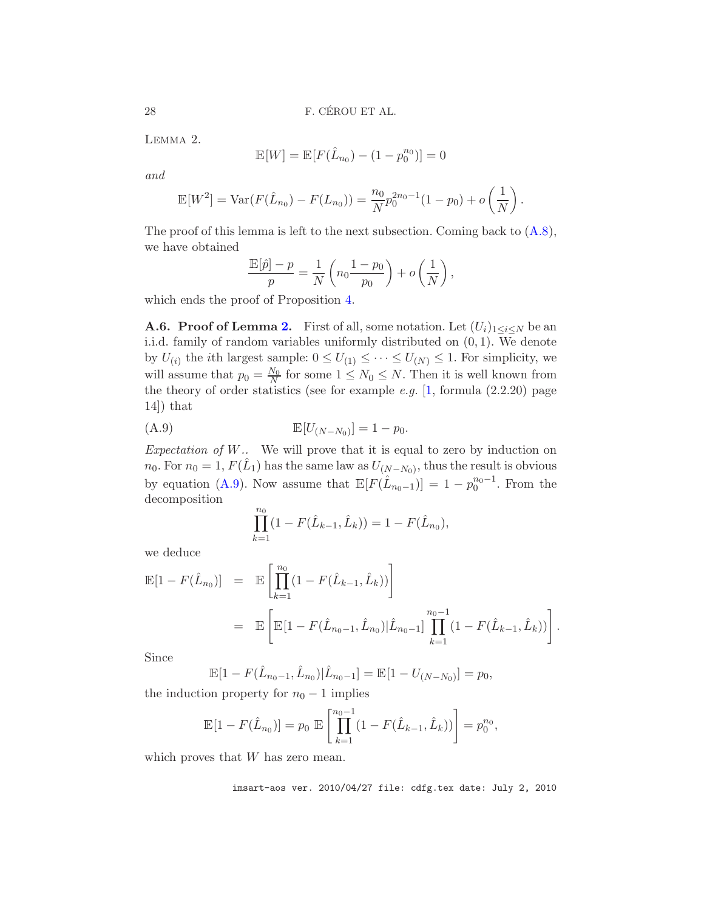Lemma 2.

$$\mathbb{E}[W] = \mathbb{E}[F(\hat{L}_{n_0}) - (1 - p_0^{n_0})] = 0$$

*and*

$$\mathbb{E}[W^2] = \mathrm{Var}(F(\hat{L}_{n_0}) - F(L_{n_0})) = \frac{n_0}{N} p_0^{2n_0 - 1}(1 - p_0) + o\left(\frac{1}{N}\right).$$

The proof of this lemma is left to the next subsection. Coming back to (A.8), we have obtained

$$\frac{\mathbb{E}[\hat{p}] - p}{p} = \frac{1}{N}\left(n_0 \frac{1 - p_0}{p_0}\right) + o\left(\frac{1}{N}\right),$$

which ends the proof of Proposition 4.

**A.6. Proof of Lemma 2.** First of all, some notation. Let $(U_i)_{1 \le i \le N}$ be an i.i.d. family of random variables uniformly distributed on $(0, 1)$. We denote by $U_{(i)}$ the $i$th largest sample: $0 \le U_{(1)} \le \cdots \le U_{(N)} \le 1$. For simplicity, we will assume that $p_0 = \frac{N_0}{N}$ for some $1 \le N_0 \le N$. Then it is well known from the theory of order statistics (see for example *e.g.* [1, formula (2.2.20) page 14]) that

$$\mathbb{E}[U_{(N - N_0)}] = 1 - p_0. \tag{A.9}$$

*Expectation of W..* We will prove that it is equal to zero by induction on $n_0$. For $n_0 = 1$, $F(\hat{L}_1)$ has the same law as $U_{(N-N_0)}$, thus the result is obvious by equation (A.9). Now assume that $\mathbb{E}[F(\hat{L}_{n_0 - 1})] = 1 - p_0^{n_0 - 1}$. From the decomposition

$$\prod_{k=1}^{n_0} (1 - F(\hat{L}_{k-1}, \hat{L}_k)) = 1 - F(\hat{L}_{n_0}),$$

we deduce

$$\begin{aligned}
\mathbb{E}[1 - F(\hat{L}_{n_0})] &= \mathbb{E}\left[\prod_{k=1}^{n_0} (1 - F(\hat{L}_{k-1}, \hat{L}_k))\right] \\
&= \mathbb{E}\left[\mathbb{E}[1 - F(\hat{L}_{n_0 - 1}, \hat{L}_{n_0}) | \hat{L}_{n_0 - 1}] \prod_{k=1}^{n_0 - 1} (1 - F(\hat{L}_{k-1}, \hat{L}_k))\right].
\end{aligned}$$

Since

$$\mathbb{E}[1 - F(\hat{L}_{n_0 - 1}, \hat{L}_{n_0}) | \hat{L}_{n_0 - 1}] = \mathbb{E}[1 - U_{(N - N_0)}] = p_0,$$

the induction property for $n_0 - 1$ implies

$$\mathbb{E}[1 - F(\hat{L}_{n_0})] = p_0 \; \mathbb{E}\left[\prod_{k=1}^{n_0 - 1} (1 - F(\hat{L}_{k-1}, \hat{L}_k))\right] = p_0^{n_0},$$

which proves that $W$ has zero mean.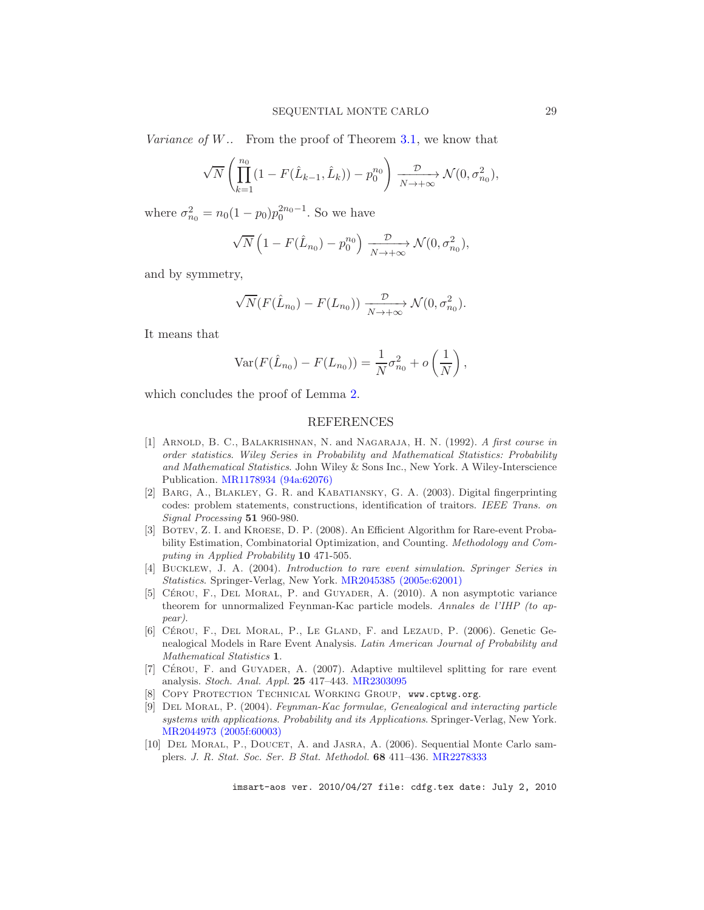*Variance of* $W_{\cdot\cdot}$. From the proof of Theorem 3.1, we know that

$$\sqrt{N}\left(\prod_{k=1}^{n_0}(1-F(\hat{L}_{k-1},\hat{L}_k))-p_0^{n_0}\right)\xrightarrow[N\to+\infty]{\mathcal{D}}\mathcal{N}(0,\sigma_{n_0}^2),$$

where $\sigma_{n_0}^2=n_0(1-p_0)p_0^{2n_0-1}$. So we have

$$\sqrt{N}\left(1-F(\hat{L}_{n_0})-p_0^{n_0}\right)\xrightarrow[N\to+\infty]{\mathcal{D}}\mathcal{N}(0,\sigma_{n_0}^2),$$

and by symmetry,

$$\sqrt{N}(F(\hat{L}_{n_0})-F(L_{n_0}))\xrightarrow[N\to+\infty]{\mathcal{D}}\mathcal{N}(0,\sigma_{n_0}^2).$$

It means that

$$\operatorname{Var}(F(\hat{L}_{n_0})-F(L_{n_0}))=\frac{1}{N}\sigma_{n_0}^2+o\left(\frac{1}{N}\right),$$

which concludes the proof of Lemma 2.

## REFERENCES

[1] Arnold, B. C., Balakrishnan, N. and Nagaraja, H. N. (1992). *A first course in order statistics. Wiley Series in Probability and Mathematical Statistics: Probability and Mathematical Statistics*. John Wiley & Sons Inc., New York. A Wiley-Interscience Publication. MR1178934 (94a:62076)

[2] Barg, A., Blakley, G. R. and Kabatiansky, G. A. (2003). Digital fingerprinting codes: problem statements, constructions, identification of traitors. *IEEE Trans. on Signal Processing* **51** 960-980.

[3] Botev, Z. I. and Kroese, D. P. (2008). An Efficient Algorithm for Rare-event Probability Estimation, Combinatorial Optimization, and Counting. *Methodology and Computing in Applied Probability* **10** 471-505.

[4] Bucklew, J. A. (2004). *Introduction to rare event simulation. Springer Series in Statistics*. Springer-Verlag, New York. MR2045385 (2005e:62001)

[5] Cérou, F., Del Moral, P. and Guyader, A. (2010). A non asymptotic variance theorem for unnormalized Feynman-Kac particle models. *Annales de l'IHP (to appear)*.

[6] Cérou, F., Del Moral, P., Le Gland, F. and Lezaud, P. (2006). Genetic Genealogical Models in Rare Event Analysis. *Latin American Journal of Probability and Mathematical Statistics* **1**.

[7] Cérou, F. and Guyader, A. (2007). Adaptive multilevel splitting for rare event analysis. *Stoch. Anal. Appl.* **25** 417–443. MR2303095

[8] Copy Protection Technical Working Group, `www.cptwg.org`.

[9] Del Moral, P. (2004). *Feynman-Kac formulae, Genealogical and interacting particle systems with applications. Probability and its Applications*. Springer-Verlag, New York. MR2044973 (2005f:60003)

[10] Del Moral, P., Doucet, A. and Jasra, A. (2006). Sequential Monte Carlo samplers. *J. R. Stat. Soc. Ser. B Stat. Methodol.* **68** 411–436. MR2278333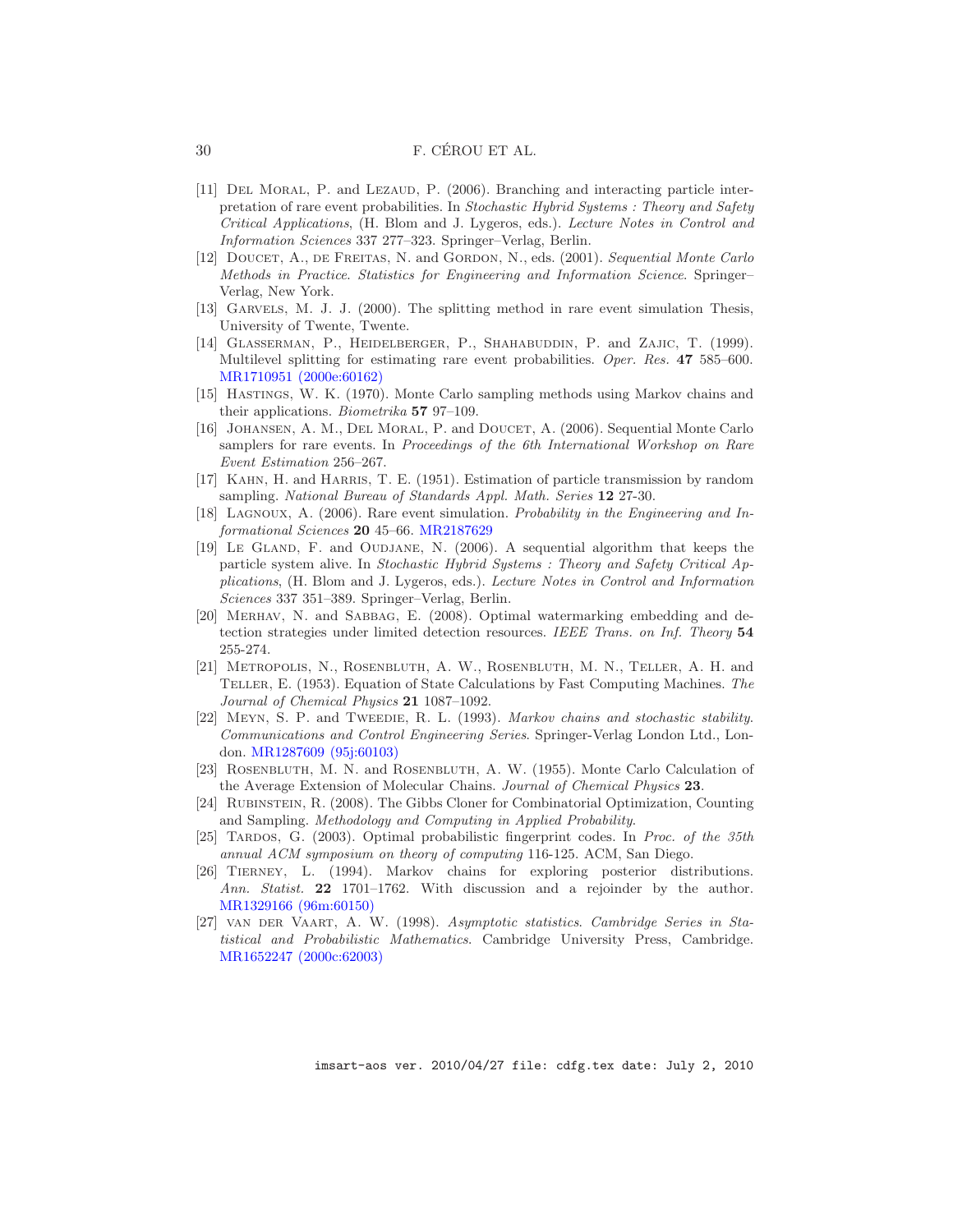[11] Del Moral, P. and Lezaud, P. (2006). Branching and interacting particle interpretation of rare event probabilities. In *Stochastic Hybrid Systems : Theory and Safety Critical Applications*, (H. Blom and J. Lygeros, eds.). *Lecture Notes in Control and Information Sciences* 337 277–323. Springer–Verlag, Berlin.

[12] Doucet, A., de Freitas, N. and Gordon, N., eds. (2001). *Sequential Monte Carlo Methods in Practice*. *Statistics for Engineering and Information Science*. Springer–Verlag, New York.

[13] Garvels, M. J. J. (2000). The splitting method in rare event simulation Thesis, University of Twente, Twente.

[14] Glasserman, P., Heidelberger, P., Shahabuddin, P. and Zajic, T. (1999). Multilevel splitting for estimating rare event probabilities. *Oper. Res.* **47** 585–600. MR1710951 (2000e:60162)

[15] Hastings, W. K. (1970). Monte Carlo sampling methods using Markov chains and their applications. *Biometrika* **57** 97–109.

[16] Johansen, A. M., Del Moral, P. and Doucet, A. (2006). Sequential Monte Carlo samplers for rare events. In *Proceedings of the 6th International Workshop on Rare Event Estimation* 256–267.

[17] Kahn, H. and Harris, T. E. (1951). Estimation of particle transmission by random sampling. *National Bureau of Standards Appl. Math. Series* **12** 27-30.

[18] Lagnoux, A. (2006). Rare event simulation. *Probability in the Engineering and Informational Sciences* **20** 45–66. MR2187629

[19] Le Gland, F. and Oudjane, N. (2006). A sequential algorithm that keeps the particle system alive. In *Stochastic Hybrid Systems : Theory and Safety Critical Applications*, (H. Blom and J. Lygeros, eds.). *Lecture Notes in Control and Information Sciences* 337 351–389. Springer–Verlag, Berlin.

[20] Merhav, N. and Sabbag, E. (2008). Optimal watermarking embedding and detection strategies under limited detection resources. *IEEE Trans. on Inf. Theory* **54** 255-274.

[21] Metropolis, N., Rosenbluth, A. W., Rosenbluth, M. N., Teller, A. H. and Teller, E. (1953). Equation of State Calculations by Fast Computing Machines. *The Journal of Chemical Physics* **21** 1087–1092.

[22] Meyn, S. P. and Tweedie, R. L. (1993). *Markov chains and stochastic stability*. *Communications and Control Engineering Series*. Springer-Verlag London Ltd., London. MR1287609 (95j:60103)

[23] Rosenbluth, M. N. and Rosenbluth, A. W. (1955). Monte Carlo Calculation of the Average Extension of Molecular Chains. *Journal of Chemical Physics* **23**.

[24] Rubinstein, R. (2008). The Gibbs Cloner for Combinatorial Optimization, Counting and Sampling. *Methodology and Computing in Applied Probability*.

[25] Tardos, G. (2003). Optimal probabilistic fingerprint codes. In *Proc. of the 35th annual ACM symposium on theory of computing* 116-125. ACM, San Diego.

[26] Tierney, L. (1994). Markov chains for exploring posterior distributions. *Ann. Statist.* **22** 1701–1762. With discussion and a rejoinder by the author. MR1329166 (96m:60150)

[27] van der Vaart, A. W. (1998). *Asymptotic statistics*. *Cambridge Series in Statistical and Probabilistic Mathematics*. Cambridge University Press, Cambridge. MR1652247 (2000c:62003)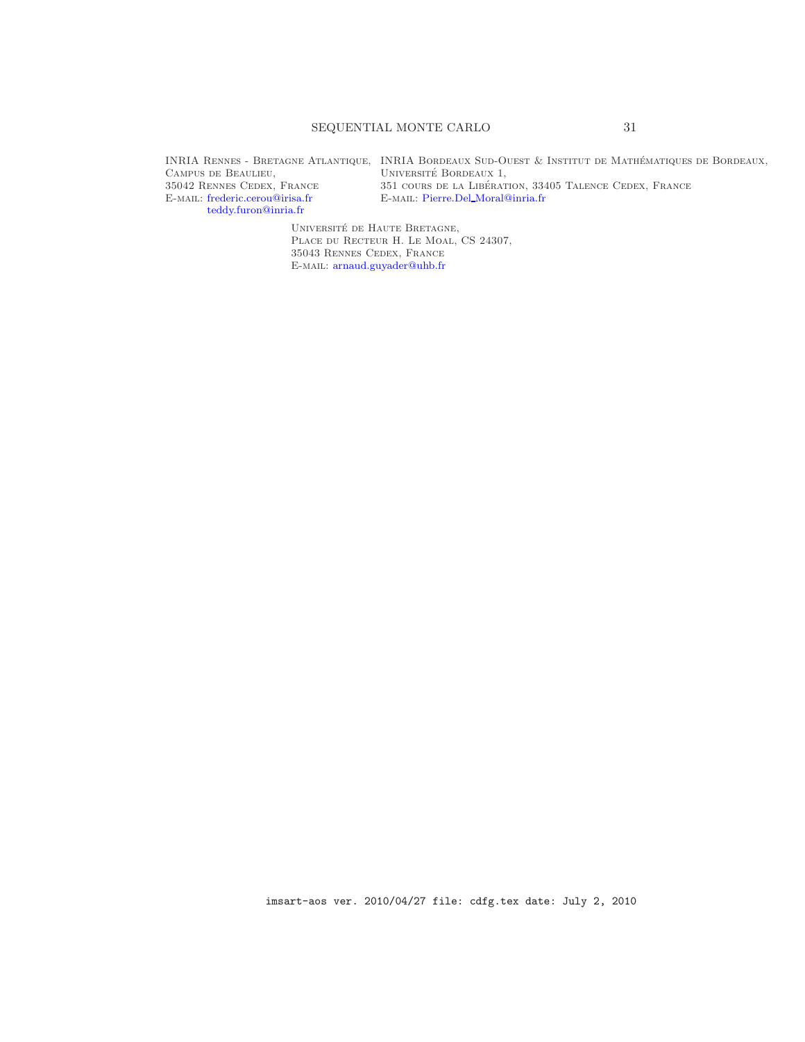INRIA Rennes - Bretagne Atlantique,
Campus de Beaulieu,
35042 Rennes Cedex, France
E-mail: frederic.cerou@irisa.fr
teddy.furon@inria.fr

INRIA Bordeaux Sud-Ouest & Institut de Mathématiques de Bordeaux,
Université Bordeaux 1,
351 cours de la Libération, 33405 Talence Cedex, France
E-mail: Pierre.Del_Moral@inria.fr

Université de Haute Bretagne,
Place du Recteur H. Le Moal, CS 24307,
35043 Rennes Cedex, France
E-mail: arnaud.guyader@uhb.fr